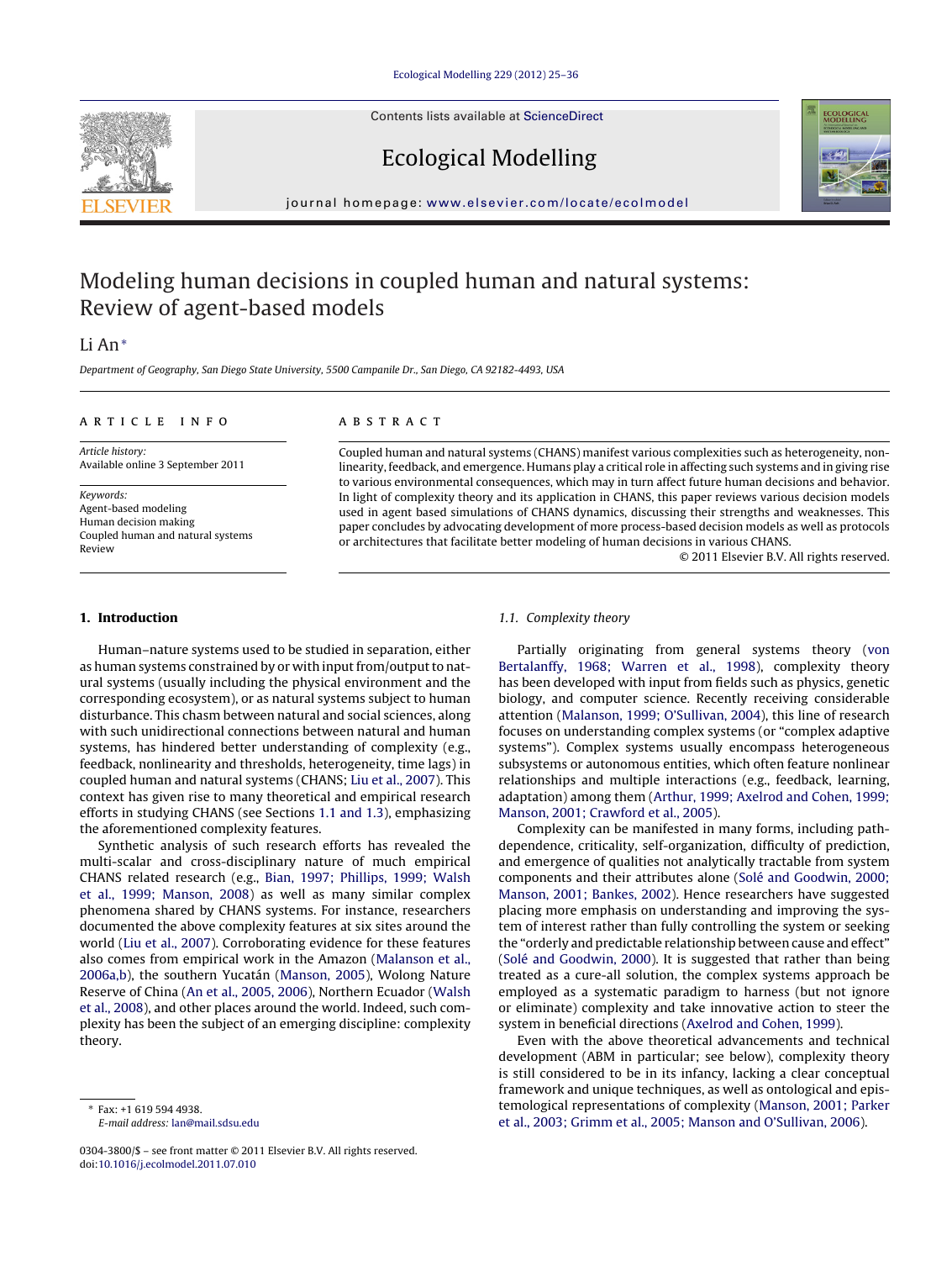# Modeling human decisions in coupled human and natural systems: Review of agent-based models

Li An*

*Department of Geography, San Diego State University, 5500 Campanile Dr., San Diego, CA 92182-4493, USA*

**ARTICLE INFO**

*Article history:*
Available online 3 September 2011

*Keywords:*
Agent-based modeling
Human decision making
Coupled human and natural systems
Review

**ABSTRACT**

Coupled human and natural systems (CHANS) manifest various complexities such as heterogeneity, nonlinearity, feedback, and emergence. Humans play a critical role in affecting such systems and in giving rise to various environmental consequences, which may in turn affect future human decisions and behavior. In light of complexity theory and its application in CHANS, this paper reviews various decision models used in agent based simulations of CHANS dynamics, discussing their strengths and weaknesses. This paper concludes by advocating development of more process-based decision models as well as protocols or architectures that facilitate better modeling of human decisions in various CHANS.

© 2011 Elsevier B.V. All rights reserved.

## 1. Introduction

Human–nature systems used to be studied in separation, either as human systems constrained by or with input from/output to natural systems (usually including the physical environment and the corresponding ecosystem), or as natural systems subject to human disturbance. This chasm between natural and social sciences, along with such unidirectional connections between natural and human systems, has hindered better understanding of complexity (e.g., feedback, nonlinearity and thresholds, heterogeneity, time lags) in coupled human and natural systems (CHANS; Liu et al., 2007). This context has given rise to many theoretical and empirical research efforts in studying CHANS (see Sections 1.1 and 1.3), emphasizing the aforementioned complexity features.

Synthetic analysis of such research efforts has revealed the multi-scalar and cross-disciplinary nature of much empirical CHANS related research (e.g., Bian, 1997; Phillips, 1999; Walsh et al., 1999; Manson, 2008) as well as many similar complex phenomena shared by CHANS systems. For instance, researchers documented the above complexity features at six sites around the world (Liu et al., 2007). Corroborating evidence for these features also comes from empirical work in the Amazon (Malanson et al., 2006a,b), the southern Yucatán (Manson, 2005), Wolong Nature Reserve of China (An et al., 2005, 2006), Northern Ecuador (Walsh et al., 2008), and other places around the world. Indeed, such complexity has been the subject of an emerging discipline: complexity theory.

### 1.1. Complexity theory

Partially originating from general systems theory (von Bertalanffy, 1968; Warren et al., 1998), complexity theory has been developed with input from fields such as physics, genetic biology, and computer science. Recently receiving considerable attention (Malanson, 1999; O'Sullivan, 2004), this line of research focuses on understanding complex systems (or "complex adaptive systems"). Complex systems usually encompass heterogeneous subsystems or autonomous entities, which often feature nonlinear relationships and multiple interactions (e.g., feedback, learning, adaptation) among them (Arthur, 1999; Axelrod and Cohen, 1999; Manson, 2001; Crawford et al., 2005).

Complexity can be manifested in many forms, including path-dependence, criticality, self-organization, difficulty of prediction, and emergence of qualities not analytically tractable from system components and their attributes alone (Solé and Goodwin, 2000; Manson, 2001; Bankes, 2002). Hence researchers have suggested placing more emphasis on understanding and improving the system of interest rather than fully controlling the system or seeking the "orderly and predictable relationship between cause and effect" (Solé and Goodwin, 2000). It is suggested that rather than being treated as a cure-all solution, the complex systems approach be employed as a systematic paradigm to harness (but not ignore or eliminate) complexity and take innovative action to steer the system in beneficial directions (Axelrod and Cohen, 1999).

Even with the above theoretical advancements and technical development (ABM in particular; see below), complexity theory is still considered to be in its infancy, lacking a clear conceptual framework and unique techniques, as well as ontological and epistemological representations of complexity (Manson, 2001; Parker et al., 2003; Grimm et al., 2005; Manson and O'Sullivan, 2006).

\* Fax: +1 619 594 4938.
E-mail address: lan@mail.sdsu.edu

0304-3800/$ – see front matter © 2011 Elsevier B.V. All rights reserved.
doi:10.1016/j.ecolmodel.2011.07.010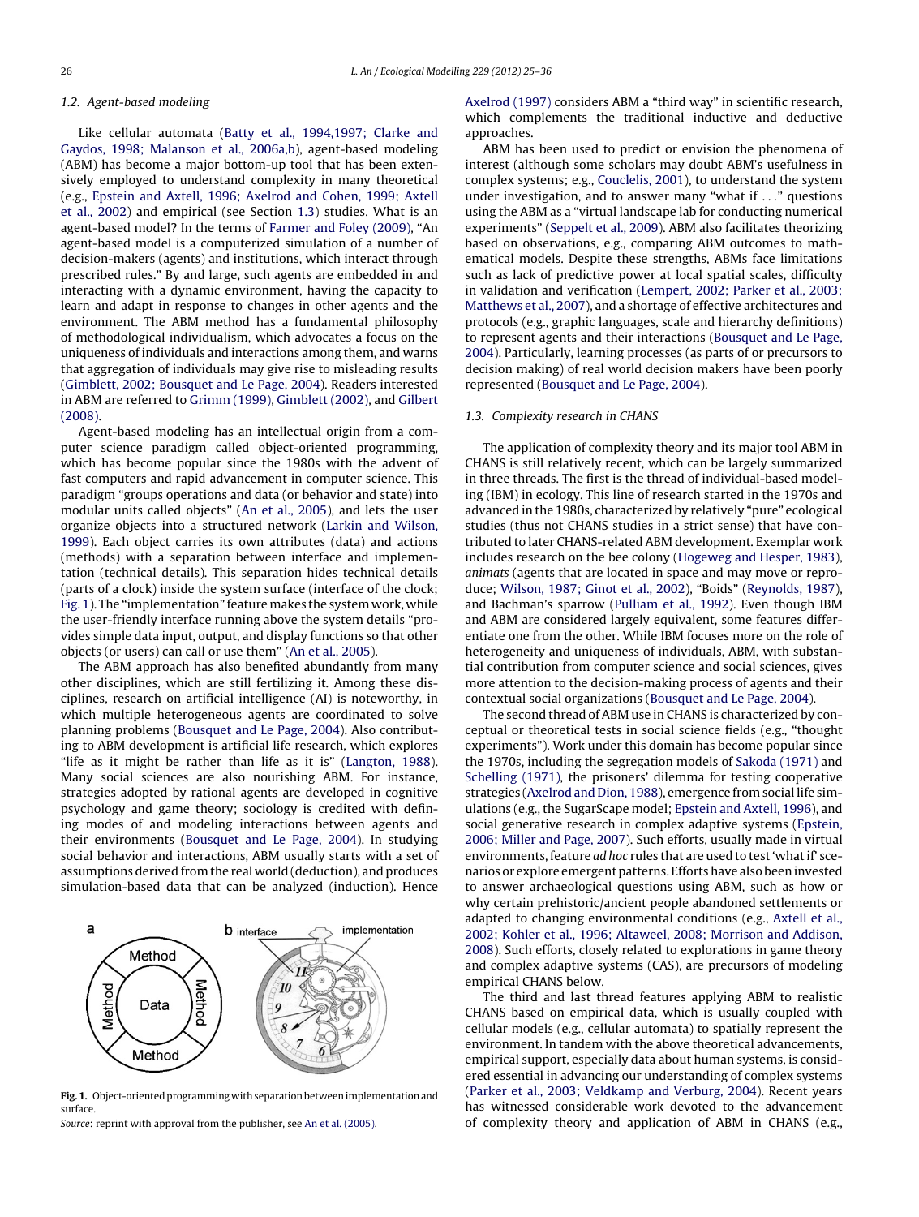### 1.2. Agent-based modeling

Like cellular automata (Batty et al., 1994,1997; Clarke and Gaydos, 1998; Malanson et al., 2006a,b), agent-based modeling (ABM) has become a major bottom-up tool that has been extensively employed to understand complexity in many theoretical (e.g., Epstein and Axtell, 1996; Axelrod and Cohen, 1999; Axtell et al., 2002) and empirical (see Section 1.3) studies. What is an agent-based model? In the terms of Farmer and Foley (2009), "An agent-based model is a computerized simulation of a number of decision-makers (agents) and institutions, which interact through prescribed rules." By and large, such agents are embedded in and interacting with a dynamic environment, having the capacity to learn and adapt in response to changes in other agents and the environment. The ABM method has a fundamental philosophy of methodological individualism, which advocates a focus on the uniqueness of individuals and interactions among them, and warns that aggregation of individuals may give rise to misleading results (Gimblett, 2002; Bousquet and Le Page, 2004). Readers interested in ABM are referred to Grimm (1999), Gimblett (2002), and Gilbert (2008).

Agent-based modeling has an intellectual origin from a computer science paradigm called object-oriented programming, which has become popular since the 1980s with the advent of fast computers and rapid advancement in computer science. This paradigm "groups operations and data (or behavior and state) into modular units called objects" (An et al., 2005), and lets the user organize objects into a structured network (Larkin and Wilson, 1999). Each object carries its own attributes (data) and actions (methods) with a separation between interface and implementation (technical details). This separation hides technical details (parts of a clock) inside the system surface (interface of the clock; Fig. 1). The "implementation" feature makes the system work, while the user-friendly interface running above the system details "provides simple data input, output, and display functions so that other objects (or users) can call or use them" (An et al., 2005).

The ABM approach has also benefited abundantly from many other disciplines, which are still fertilizing it. Among these disciplines, research on artificial intelligence (AI) is noteworthy, in which multiple heterogeneous agents are coordinated to solve planning problems (Bousquet and Le Page, 2004). Also contributing to ABM development is artificial life research, which explores "life as it might be rather than life as it is" (Langton, 1988). Many social sciences are also nourishing ABM. For instance, strategies adopted by rational agents are developed in cognitive psychology and game theory; sociology is credited with defining modes of and modeling interactions between agents and their environments (Bousquet and Le Page, 2004). In studying social behavior and interactions, ABM usually starts with a set of assumptions derived from the real world (deduction), and produces simulation-based data that can be analyzed (induction). Hence Axelrod (1997) considers ABM a "third way" in scientific research, which complements the traditional inductive and deductive approaches.

**Fig. 1.** Object-oriented programming with separation between implementation and surface.
*Source*: reprint with approval from the publisher, see An et al. (2005).

ABM has been used to predict or envision the phenomena of interest (although some scholars may doubt ABM's usefulness in complex systems; e.g., Couclelis, 2001), to understand the system under investigation, and to answer many "what if ..." questions using the ABM as a "virtual landscape lab for conducting numerical experiments" (Seppelt et al., 2009). ABM also facilitates theorizing based on observations, e.g., comparing ABM outcomes to mathematical models. Despite these strengths, ABMs face limitations such as lack of predictive power at local spatial scales, difficulty in validation and verification (Lempert, 2002; Parker et al., 2003; Matthews et al., 2007), and a shortage of effective architectures and protocols (e.g., graphic languages, scale and hierarchy definitions) to represent agents and their interactions (Bousquet and Le Page, 2004). Particularly, learning processes (as parts of or precursors to decision making) of real world decision makers have been poorly represented (Bousquet and Le Page, 2004).

### 1.3. Complexity research in CHANS

The application of complexity theory and its major tool ABM in CHANS is still relatively recent, which can be largely summarized in three threads. The first is the thread of individual-based modeling (IBM) in ecology. This line of research started in the 1970s and advanced in the 1980s, characterized by relatively "pure" ecological studies (thus not CHANS studies in a strict sense) that have contributed to later CHANS-related ABM development. Exemplar work includes research on the bee colony (Hogeweg and Hesper, 1983), *animats* (agents that are located in space and may move or reproduce; Wilson, 1987; Ginot et al., 2002), "Boids" (Reynolds, 1987), and Bachman's sparrow (Pulliam et al., 1992). Even though IBM and ABM are considered largely equivalent, some features differentiate one from the other. While IBM focuses more on the role of heterogeneity and uniqueness of individuals, ABM, with substantial contribution from computer science and social sciences, gives more attention to the decision-making process of agents and their contextual social organizations (Bousquet and Le Page, 2004).

The second thread of ABM use in CHANS is characterized by conceptual or theoretical tests in social science fields (e.g., "thought experiments"). Work under this domain has become popular since the 1970s, including the segregation models of Sakoda (1971) and Schelling (1971), the prisoners' dilemma for testing cooperative strategies (Axelrod and Dion, 1988), emergence from social life simulations (e.g., the SugarScape model; Epstein and Axtell, 1996), and social generative research in complex adaptive systems (Epstein, 2006; Miller and Page, 2007). Such efforts, usually made in virtual environments, feature *ad hoc* rules that are used to test 'what if' scenarios or explore emergent patterns. Efforts have also been invested to answer archaeological questions using ABM, such as how or why certain prehistoric/ancient people abandoned settlements or adapted to changing environmental conditions (e.g., Axtell et al., 2002; Kohler et al., 1996; Altaweel, 2008; Morrison and Addison, 2008). Such efforts, closely related to explorations in game theory and complex adaptive systems (CAS), are precursors of modeling empirical CHANS below.

The third and last thread features applying ABM to realistic CHANS based on empirical data, which is usually coupled with cellular models (e.g., cellular automata) to spatially represent the environment. In tandem with the above theoretical advancements, empirical support, especially data about human systems, is considered essential in advancing our understanding of complex systems (Parker et al., 2003; Veldkamp and Verburg, 2004). Recent years has witnessed considerable work devoted to the advancement of complexity theory and application of ABM in CHANS (e.g.,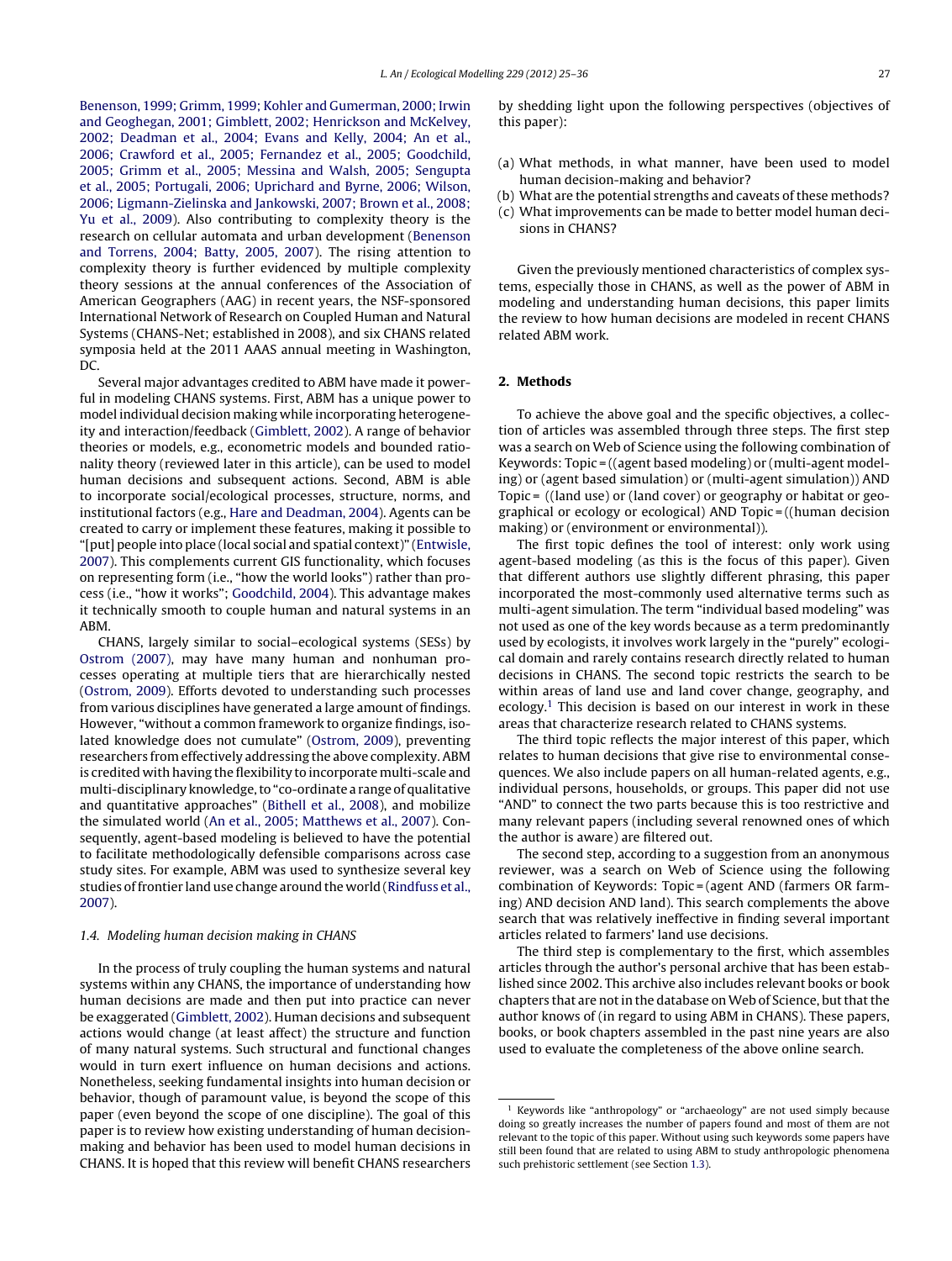Benenson, 1999; Grimm, 1999; Kohler and Gumerman, 2000; Irwin and Geoghegan, 2001; Gimblett, 2002; Henrickson and McKelvey, 2002; Deadman et al., 2004; Evans and Kelly, 2004; An et al., 2006; Crawford et al., 2005; Fernandez et al., 2005; Goodchild, 2005; Grimm et al., 2005; Messina and Walsh, 2005; Sengupta et al., 2005; Portugali, 2006; Uprichard and Byrne, 2006; Wilson, 2006; Ligmann-Zielinska and Jankowski, 2007; Brown et al., 2008; Yu et al., 2009). Also contributing to complexity theory is the research on cellular automata and urban development (Benenson and Torrens, 2004; Batty, 2005, 2007). The rising attention to complexity theory is further evidenced by multiple complexity theory sessions at the annual conferences of the Association of American Geographers (AAG) in recent years, the NSF-sponsored International Network of Research on Coupled Human and Natural Systems (CHANS-Net; established in 2008), and six CHANS related symposia held at the 2011 AAAS annual meeting in Washington, DC.

Several major advantages credited to ABM have made it powerful in modeling CHANS systems. First, ABM has a unique power to model individual decision making while incorporating heterogeneity and interaction/feedback (Gimblett, 2002). A range of behavior theories or models, e.g., econometric models and bounded rationality theory (reviewed later in this article), can be used to model human decisions and subsequent actions. Second, ABM is able to incorporate social/ecological processes, structure, norms, and institutional factors (e.g., Hare and Deadman, 2004). Agents can be created to carry or implement these features, making it possible to "[put] people into place (local social and spatial context)" (Entwisle, 2007). This complements current GIS functionality, which focuses on representing form (i.e., "how the world looks") rather than process (i.e., "how it works"; Goodchild, 2004). This advantage makes it technically smooth to couple human and natural systems in an ABM.

CHANS, largely similar to social–ecological systems (SESs) by Ostrom (2007), may have many human and nonhuman processes operating at multiple tiers that are hierarchically nested (Ostrom, 2009). Efforts devoted to understanding such processes from various disciplines have generated a large amount of findings. However, "without a common framework to organize findings, isolated knowledge does not cumulate" (Ostrom, 2009), preventing researchers from effectively addressing the above complexity. ABM is credited with having the flexibility to incorporate multi-scale and multi-disciplinary knowledge, to "co-ordinate a range of qualitative and quantitative approaches" (Bithell et al., 2008), and mobilize the simulated world (An et al., 2005; Matthews et al., 2007). Consequently, agent-based modeling is believed to have the potential to facilitate methodologically defensible comparisons across case study sites. For example, ABM was used to synthesize several key studies of frontier land use change around the world (Rindfuss et al., 2007).

### 1.4. Modeling human decision making in CHANS

In the process of truly coupling the human systems and natural systems within any CHANS, the importance of understanding how human decisions are made and then put into practice can never be exaggerated (Gimblett, 2002). Human decisions and subsequent actions would change (at least affect) the structure and function of many natural systems. Such structural and functional changes would in turn exert influence on human decisions and actions. Nonetheless, seeking fundamental insights into human decision or behavior, though of paramount value, is beyond the scope of this paper (even beyond the scope of one discipline). The goal of this paper is to review how existing understanding of human decision-making and behavior has been used to model human decisions in CHANS. It is hoped that this review will benefit CHANS researchers by shedding light upon the following perspectives (objectives of this paper):

(a) What methods, in what manner, have been used to model human decision-making and behavior?
(b) What are the potential strengths and caveats of these methods?
(c) What improvements can be made to better model human decisions in CHANS?

Given the previously mentioned characteristics of complex systems, especially those in CHANS, as well as the power of ABM in modeling and understanding human decisions, this paper limits the review to how human decisions are modeled in recent CHANS related ABM work.

## 2. Methods

To achieve the above goal and the specific objectives, a collection of articles was assembled through three steps. The first step was a search on Web of Science using the following combination of Keywords: Topic = ((agent based modeling) or (multi-agent modeling) or (agent based simulation) or (multi-agent simulation)) AND Topic = ((land use) or (land cover) or geography or habitat or geographical or ecology or ecological) AND Topic = ((human decision making) or (environment or environmental)).

The first topic defines the tool of interest: only work using agent-based modeling (as this is the focus of this paper). Given that different authors use slightly different phrasing, this paper incorporated the most-commonly used alternative terms such as multi-agent simulation. The term "individual based modeling" was not used as one of the key words because as a term predominantly used by ecologists, it involves work largely in the "purely" ecological domain and rarely contains research directly related to human decisions in CHANS. The second topic restricts the search to be within areas of land use and land cover change, geography, and ecology.[1] This decision is based on our interest in work in these areas that characterize research related to CHANS systems.

The third topic reflects the major interest of this paper, which relates to human decisions that give rise to environmental consequences. We also include papers on all human-related agents, e.g., individual persons, households, or groups. This paper did not use "AND" to connect the two parts because this is too restrictive and many relevant papers (including several renowned ones of which the author is aware) are filtered out.

The second step, according to a suggestion from an anonymous reviewer, was a search on Web of Science using the following combination of Keywords: Topic = (agent AND (farmers OR farming) AND decision AND land). This search complements the above search that was relatively ineffective in finding several important articles related to farmers' land use decisions.

The third step is complementary to the first, which assembles articles through the author's personal archive that has been established since 2002. This archive also includes relevant books or book chapters that are not in the database on Web of Science, but that the author knows of (in regard to using ABM in CHANS). These papers, books, or book chapters assembled in the past nine years are also used to evaluate the completeness of the above online search.

[1] Keywords like "anthropology" or "archaeology" are not used simply because doing so greatly increases the number of papers found and most of them are not relevant to the topic of this paper. Without using such keywords some papers have still been found that are related to using ABM to study anthropologic phenomena such prehistoric settlement (see Section 1.3).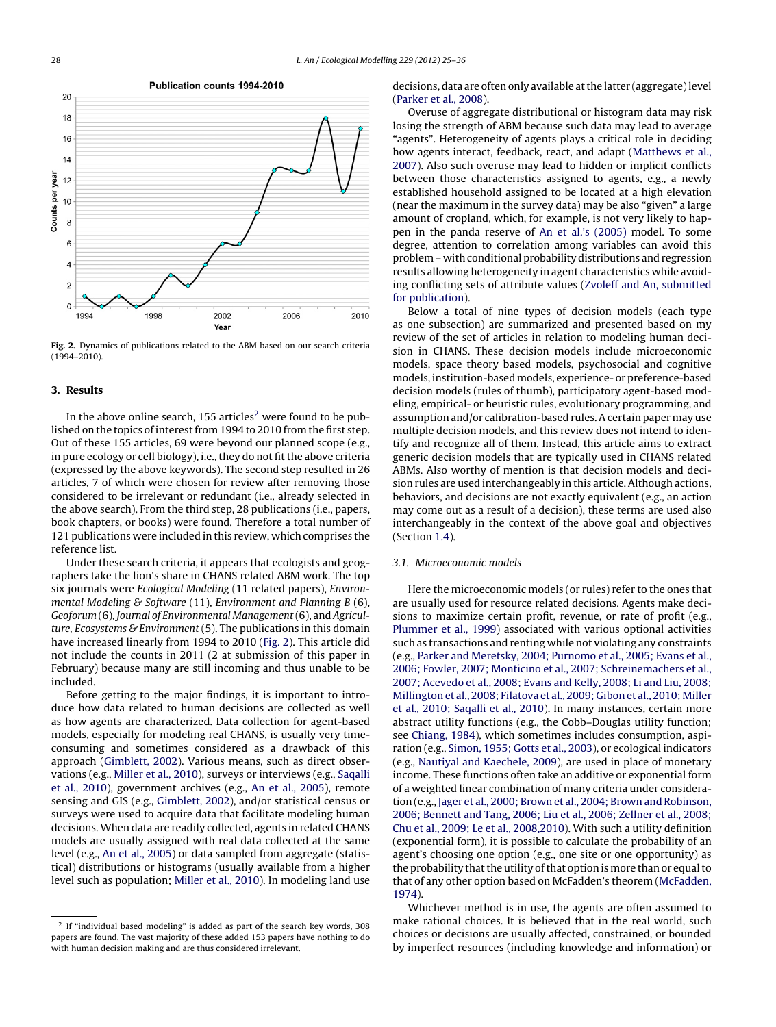Publication counts 1994-2010

Counts per year

20
18
16
14
12
10
8
6
4
2
0

1994
1998
2002
2006
2010

Year

**Fig. 2.** Dynamics of publications related to the ABM based on our search criteria (1994–2010).

## 3. Results

In the above online search, 155 articles[2] were found to be published on the topics of interest from 1994 to 2010 from the first step. Out of these 155 articles, 69 were beyond our planned scope (e.g., in pure ecology or cell biology), i.e., they do not fit the above criteria (expressed by the above keywords). The second step resulted in 26 articles, 7 of which were chosen for review after removing those considered to be irrelevant or redundant (i.e., already selected in the above search). From the third step, 28 publications (i.e., papers, book chapters, or books) were found. Therefore a total number of 121 publications were included in this review, which comprises the reference list.

Under these search criteria, it appears that ecologists and geographers take the lion's share in CHANS related ABM work. The top six journals were *Ecological Modeling* (11 related papers), *Environmental Modeling & Software* (11), *Environment and Planning B* (6), *Geoforum* (6), *Journal of Environmental Management* (6), and *Agriculture, Ecosystems & Environment* (5). The publications in this domain have increased linearly from 1994 to 2010 (Fig. 2). This article did not include the counts in 2011 (2 at submission of this paper in February) because many are still incoming and thus unable to be included.

Before getting to the major findings, it is important to introduce how data related to human decisions are collected as well as how agents are characterized. Data collection for agent-based models, especially for modeling real CHANS, is usually very time-consuming and sometimes considered as a drawback of this approach (Gimblett, 2002). Various means, such as direct observations (e.g., Miller et al., 2010), surveys or interviews (e.g., Saqalli et al., 2010), government archives (e.g., An et al., 2005), remote sensing and GIS (e.g., Gimblett, 2002), and/or statistical census or surveys were used to acquire data that facilitate modeling human decisions. When data are readily collected, agents in related CHANS models are usually assigned with real data collected at the same level (e.g., An et al., 2005) or data sampled from aggregate (statistical) distributions or histograms (usually available from a higher level such as population; Miller et al., 2010). In modeling land use decisions, data are often only available at the latter (aggregate) level (Parker et al., 2008).

Overuse of aggregate distributional or histogram data may risk losing the strength of ABM because such data may lead to average "agents". Heterogeneity of agents plays a critical role in deciding how agents interact, feedback, react, and adapt (Matthews et al., 2007). Also such overuse may lead to hidden or implicit conflicts between those characteristics assigned to agents, e.g., a newly established household assigned to be located at a high elevation (near the maximum in the survey data) may be also "given" a large amount of cropland, which, for example, is not very likely to happen in the panda reserve of An et al.'s (2005) model. To some degree, attention to correlation among variables can avoid this problem – with conditional probability distributions and regression results allowing heterogeneity in agent characteristics while avoiding conflicting sets of attribute values (Zvoleff and An, submitted for publication).

Below a total of nine types of decision models (each type as one subsection) are summarized and presented based on my review of the set of articles in relation to modeling human decision in CHANS. These decision models include microeconomic models, space theory based models, psychosocial and cognitive models, institution-based models, experience- or preference-based decision models (rules of thumb), participatory agent-based modeling, empirical- or heuristic rules, evolutionary programming, and assumption and/or calibration-based rules. A certain paper may use multiple decision models, and this review does not intend to identify and recognize all of them. Instead, this article aims to extract generic decision models that are typically used in CHANS related ABMs. Also worthy of mention is that decision models and decision rules are used interchangeably in this article. Although actions, behaviors, and decisions are not exactly equivalent (e.g., an action may come out as a result of a decision), these terms are used also interchangeably in the context of the above goal and objectives (Section 1.4).

### 3.1. Microeconomic models

Here the microeconomic models (or rules) refer to the ones that are usually used for resource related decisions. Agents make decisions to maximize certain profit, revenue, or rate of profit (e.g., Plummer et al., 1999) associated with various optional activities such as transactions and renting while not violating any constraints (e.g., Parker and Meretsky, 2004; Purnomo et al., 2005; Evans et al., 2006; Fowler, 2007; Monticino et al., 2007; Schreinemachers et al., 2007; Acevedo et al., 2008; Evans and Kelly, 2008; Li and Liu, 2008; Millington et al., 2008; Filatova et al., 2009; Gibon et al., 2010; Miller et al., 2010; Saqalli et al., 2010). In many instances, certain more abstract utility functions (e.g., the Cobb–Douglas utility function; see Chiang, 1984), which sometimes includes consumption, aspiration (e.g., Simon, 1955; Gotts et al., 2003), or ecological indicators (e.g., Nautiyal and Kaechele, 2009), are used in place of monetary income. These functions often take an additive or exponential form of a weighted linear combination of many criteria under consideration (e.g., Jager et al., 2000; Brown et al., 2004; Brown and Robinson, 2006; Bennett and Tang, 2006; Liu et al., 2006; Zellner et al., 2008; Chu et al., 2009; Le et al., 2008,2010). With such a utility definition (exponential form), it is possible to calculate the probability of an agent's choosing one option (e.g., one site or one opportunity) as the probability that the utility of that option is more than or equal to that of any other option based on McFadden's theorem (McFadden, 1974).

Whichever method is in use, the agents are often assumed to make rational choices. It is believed that in the real world, such choices or decisions are usually affected, constrained, or bounded by imperfect resources (including knowledge and information) or

[2] If "individual based modeling" is added as part of the search key words, 308 papers are found. The vast majority of these added 153 papers have nothing to do with human decision making and are thus considered irrelevant.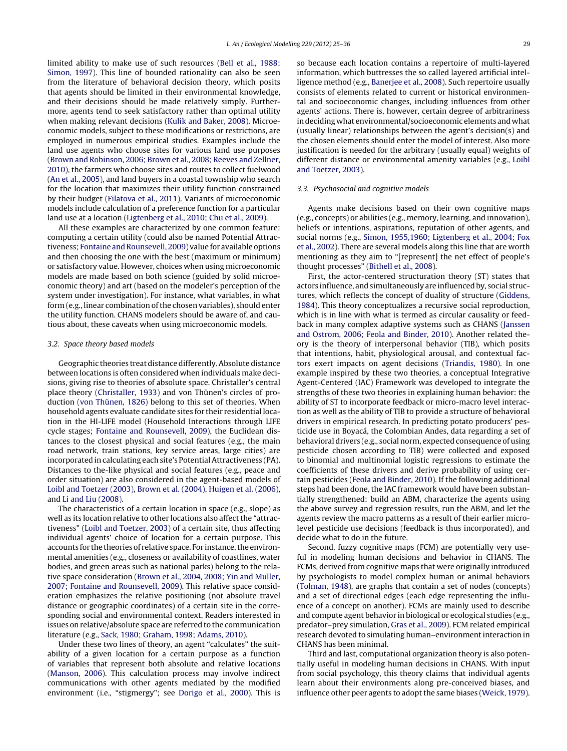limited ability to make use of such resources (Bell et al., 1988; Simon, 1997). This line of bounded rationality can also be seen from the literature of behavioral decision theory, which posits that agents should be limited in their environmental knowledge, and their decisions should be made relatively simply. Furthermore, agents tend to seek satisfactory rather than optimal utility when making relevant decisions (Kulik and Baker, 2008). Microeconomic models, subject to these modifications or restrictions, are employed in numerous empirical studies. Examples include the land use agents who choose sites for various land use purposes (Brown and Robinson, 2006; Brown et al., 2008; Reeves and Zellner, 2010), the farmers who choose sites and routes to collect fuelwood (An et al., 2005), and land buyers in a coastal township who search for the location that maximizes their utility function constrained by their budget (Filatova et al., 2011). Variants of microeconomic models include calculation of a preference function for a particular land use at a location (Ligtenberg et al., 2010; Chu et al., 2009).

All these examples are characterized by one common feature: computing a certain utility (could also be named Potential Attractiveness; Fontaine and Rounsevell, 2009) value for available options and then choosing the one with the best (maximum or minimum) or satisfactory value. However, choices when using microeconomic models are made based on both science (guided by solid microeconomic theory) and art (based on the modeler's perception of the system under investigation). For instance, what variables, in what form (e.g., linear combination of the chosen variables), should enter the utility function. CHANS modelers should be aware of, and cautious about, these caveats when using microeconomic models.

### 3.2. Space theory based models

Geographic theories treat distance differently. Absolute distance between locations is often considered when individuals make decisions, giving rise to theories of absolute space. Christaller's central place theory (Christaller, 1933) and von Thünen's circles of production (von Thünen, 1826) belong to this set of theories. When household agents evaluate candidate sites for their residential location in the HI-LIFE model (Household Interactions through LIFE cycle stages; Fontaine and Rounsevell, 2009), the Euclidean distances to the closest physical and social features (e.g., the main road network, train stations, key service areas, large cities) are incorporated in calculating each site's Potential Attractiveness (PA). Distances to the-like physical and social features (e.g., peace and order situation) are also considered in the agent-based models of Loibl and Toetzer (2003), Brown et al. (2004), Huigen et al. (2006), and Li and Liu (2008).

The characteristics of a certain location in space (e.g., slope) as well as its location relative to other locations also affect the "attractiveness" (Loibl and Toetzer, 2003) of a certain site, thus affecting individual agents' choice of location for a certain purpose. This accounts for the theories of relative space. For instance, the environmental amenities (e.g., closeness or availability of coastlines, water bodies, and green areas such as national parks) belong to the relative space consideration (Brown et al., 2004, 2008; Yin and Muller, 2007; Fontaine and Rounsevell, 2009). This relative space consideration emphasizes the relative positioning (not absolute travel distance or geographic coordinates) of a certain site in the corresponding social and environmental context. Readers interested in issues on relative/absolute space are referred to the communication literature (e.g., Sack, 1980; Graham, 1998; Adams, 2010).

Under these two lines of theory, an agent "calculates" the suitability of a given location for a certain purpose as a function of variables that represent both absolute and relative locations (Manson, 2006). This calculation process may involve indirect communications with other agents mediated by the modified environment (i.e., "stigmergy"; see Dorigo et al., 2000). This is so because each location contains a repertoire of multi-layered information, which buttresses the so called layered artificial intelligence method (e.g., Banerjee et al., 2008). Such repertoire usually consists of elements related to current or historical environmental and socioeconomic changes, including influences from other agents' actions. There is, however, certain degree of arbitrariness in deciding what environmental/socioeconomic elements and what (usually linear) relationships between the agent's decision(s) and the chosen elements should enter the model of interest. Also more justification is needed for the arbitrary (usually equal) weights of different distance or environmental amenity variables (e.g., Loibl and Toetzer, 2003).

### 3.3. Psychosocial and cognitive models

Agents make decisions based on their own cognitive maps (e.g., concepts) or abilities (e.g., memory, learning, and innovation), beliefs or intentions, aspirations, reputation of other agents, and social norms (e.g., Simon, 1955,1960; Ligtenberg et al., 2004; Fox et al., 2002). There are several models along this line that are worth mentioning as they aim to "[represent] the net effect of people's thought processes" (Bithell et al., 2008).

First, the actor-centered structuration theory (ST) states that actors influence, and simultaneously are influenced by, social structures, which reflects the concept of duality of structure (Giddens, 1984). This theory conceptualizes a recursive social reproduction, which is in line with what is termed as circular causality or feedback in many complex adaptive systems such as CHANS (Janssen and Ostrom, 2006; Feola and Binder, 2010). Another related theory is the theory of interpersonal behavior (TIB), which posits that intentions, habit, physiological arousal, and contextual factors exert impacts on agent decisions (Triandis, 1980). In one example inspired by these two theories, a conceptual Integrative Agent-Centered (IAC) Framework was developed to integrate the strengths of these two theories in explaining human behavior: the ability of ST to incorporate feedback or micro-macro level interaction as well as the ability of TIB to provide a structure of behavioral drivers in empirical research. In predicting potato producers' pesticide use in Boyacá, the Colombian Andes, data regarding a set of behavioral drivers (e.g., social norm, expected consequence of using pesticide chosen according to TIB) were collected and exposed to binomial and multinomial logistic regressions to estimate the coefficients of these drivers and derive probability of using certain pesticides (Feola and Binder, 2010). If the following additional steps had been done, the IAC framework would have been substantially strengthened: build an ABM, characterize the agents using the above survey and regression results, run the ABM, and let the agents review the macro patterns as a result of their earlier micro-level pesticide use decisions (feedback is thus incorporated), and decide what to do in the future.

Second, fuzzy cognitive maps (FCM) are potentially very useful in modeling human decisions and behavior in CHANS. The FCMs, derived from cognitive maps that were originally introduced by psychologists to model complex human or animal behaviors (Tolman, 1948), are graphs that contain a set of nodes (concepts) and a set of directional edges (each edge representing the influence of a concept on another). FCMs are mainly used to describe and compute agent behavior in biological or ecological studies (e.g., predator–prey simulation, Gras et al., 2009). FCM related empirical research devoted to simulating human–environment interaction in CHANS has been minimal.

Third and last, computational organization theory is also potentially useful in modeling human decisions in CHANS. With input from social psychology, this theory claims that individual agents learn about their environments along pre-conceived biases, and influence other peer agents to adopt the same biases (Weick, 1979).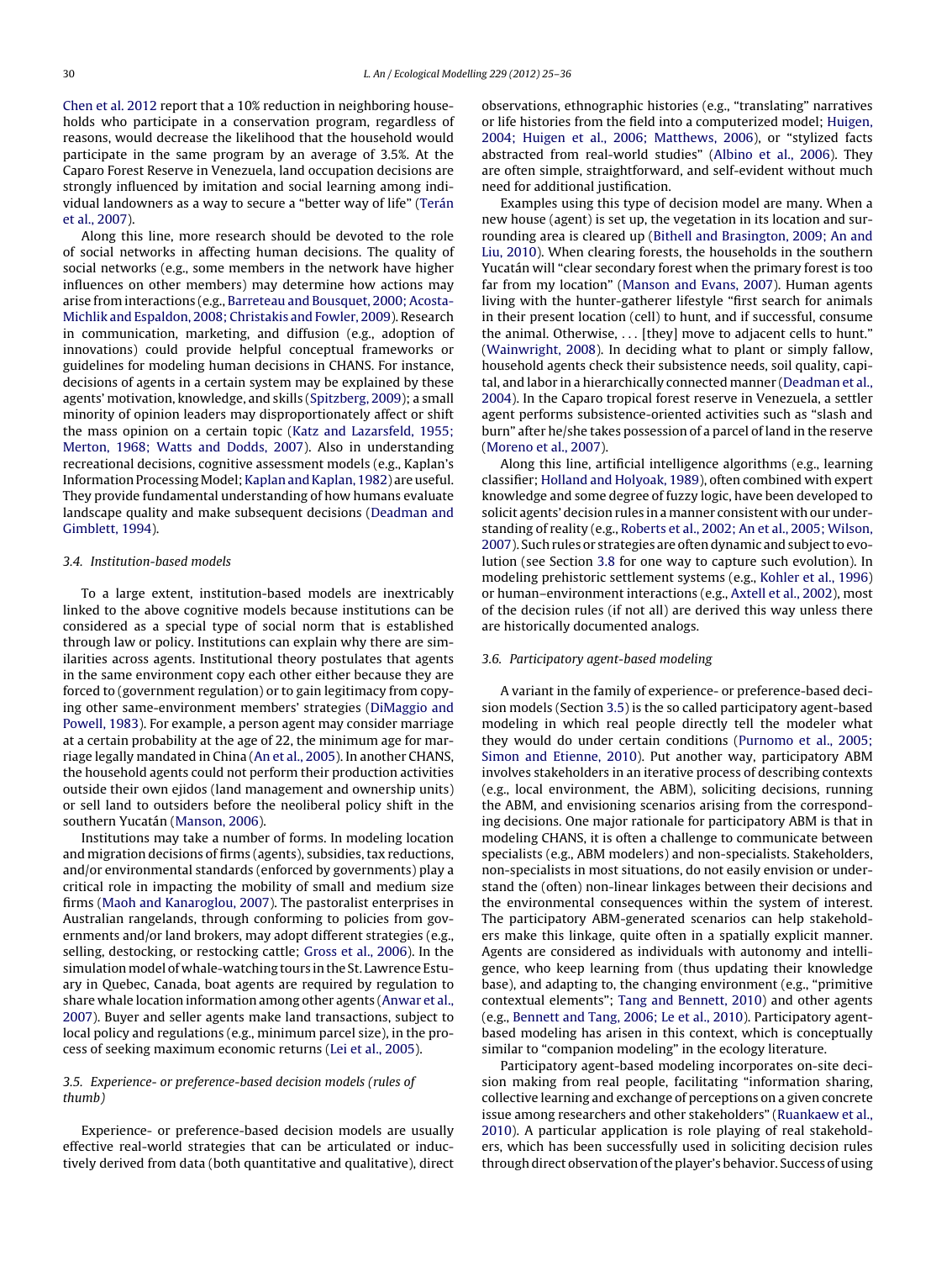Chen et al. 2012 report that a 10% reduction in neighboring households who participate in a conservation program, regardless of reasons, would decrease the likelihood that the household would participate in the same program by an average of 3.5%. At the Caparo Forest Reserve in Venezuela, land occupation decisions are strongly influenced by imitation and social learning among individual landowners as a way to secure a "better way of life" (Terán et al., 2007).

Along this line, more research should be devoted to the role of social networks in affecting human decisions. The quality of social networks (e.g., some members in the network have higher influences on other members) may determine how actions may arise from interactions (e.g., Barreteau and Bousquet, 2000; Acosta-Michlik and Espaldon, 2008; Christakis and Fowler, 2009). Research in communication, marketing, and diffusion (e.g., adoption of innovations) could provide helpful conceptual frameworks or guidelines for modeling human decisions in CHANS. For instance, decisions of agents in a certain system may be explained by these agents' motivation, knowledge, and skills (Spitzberg, 2009); a small minority of opinion leaders may disproportionately affect or shift the mass opinion on a certain topic (Katz and Lazarsfeld, 1955; Merton, 1968; Watts and Dodds, 2007). Also in understanding recreational decisions, cognitive assessment models (e.g., Kaplan's Information Processing Model; Kaplan and Kaplan, 1982) are useful. They provide fundamental understanding of how humans evaluate landscape quality and make subsequent decisions (Deadman and Gimblett, 1994).

### 3.4. Institution-based models

To a large extent, institution-based models are inextricably linked to the above cognitive models because institutions can be considered as a special type of social norm that is established through law or policy. Institutions can explain why there are similarities across agents. Institutional theory postulates that agents in the same environment copy each other either because they are forced to (government regulation) or to gain legitimacy from copying other same-environment members' strategies (DiMaggio and Powell, 1983). For example, a person agent may consider marriage at a certain probability at the age of 22, the minimum age for marriage legally mandated in China (An et al., 2005). In another CHANS, the household agents could not perform their production activities outside their own ejidos (land management and ownership units) or sell land to outsiders before the neoliberal policy shift in the southern Yucatán (Manson, 2006).

Institutions may take a number of forms. In modeling location and migration decisions of firms (agents), subsidies, tax reductions, and/or environmental standards (enforced by governments) play a critical role in impacting the mobility of small and medium size firms (Maoh and Kanaroglou, 2007). The pastoralist enterprises in Australian rangelands, through conforming to policies from governments and/or land brokers, may adopt different strategies (e.g., selling, destocking, or restocking cattle; Gross et al., 2006). In the simulation model of whale-watching tours in the St. Lawrence Estuary in Quebec, Canada, boat agents are required by regulation to share whale location information among other agents (Anwar et al., 2007). Buyer and seller agents make land transactions, subject to local policy and regulations (e.g., minimum parcel size), in the process of seeking maximum economic returns (Lei et al., 2005).

### 3.5. Experience- or preference-based decision models (rules of thumb)

Experience- or preference-based decision models are usually effective real-world strategies that can be articulated or inductively derived from data (both quantitative and qualitative), direct observations, ethnographic histories (e.g., "translating" narratives or life histories from the field into a computerized model; Huigen, 2004; Huigen et al., 2006; Matthews, 2006), or "stylized facts abstracted from real-world studies" (Albino et al., 2006). They are often simple, straightforward, and self-evident without much need for additional justification.

Examples using this type of decision model are many. When a new house (agent) is set up, the vegetation in its location and surrounding area is cleared up (Bithell and Brasington, 2009; An and Liu, 2010). When clearing forests, the households in the southern Yucatán will "clear secondary forest when the primary forest is too far from my location" (Manson and Evans, 2007). Human agents living with the hunter-gatherer lifestyle "first search for animals in their present location (cell) to hunt, and if successful, consume the animal. Otherwise, . . . [they] move to adjacent cells to hunt." (Wainwright, 2008). In deciding what to plant or simply fallow, household agents check their subsistence needs, soil quality, capital, and labor in a hierarchically connected manner (Deadman et al., 2004). In the Caparo tropical forest reserve in Venezuela, a settler agent performs subsistence-oriented activities such as "slash and burn" after he/she takes possession of a parcel of land in the reserve (Moreno et al., 2007).

Along this line, artificial intelligence algorithms (e.g., learning classifier; Holland and Holyoak, 1989), often combined with expert knowledge and some degree of fuzzy logic, have been developed to solicit agents' decision rules in a manner consistent with our understanding of reality (e.g., Roberts et al., 2002; An et al., 2005; Wilson, 2007). Such rules or strategies are often dynamic and subject to evolution (see Section 3.8 for one way to capture such evolution). In modeling prehistoric settlement systems (e.g., Kohler et al., 1996) or human–environment interactions (e.g., Axtell et al., 2002), most of the decision rules (if not all) are derived this way unless there are historically documented analogs.

### 3.6. Participatory agent-based modeling

A variant in the family of experience- or preference-based decision models (Section 3.5) is the so called participatory agent-based modeling in which real people directly tell the modeler what they would do under certain conditions (Purnomo et al., 2005; Simon and Etienne, 2010). Put another way, participatory ABM involves stakeholders in an iterative process of describing contexts (e.g., local environment, the ABM), soliciting decisions, running the ABM, and envisioning scenarios arising from the corresponding decisions. One major rationale for participatory ABM is that in modeling CHANS, it is often a challenge to communicate between specialists (e.g., ABM modelers) and non-specialists. Stakeholders, non-specialists in most situations, do not easily envision or understand the (often) non-linear linkages between their decisions and the environmental consequences within the system of interest. The participatory ABM-generated scenarios can help stakeholders make this linkage, quite often in a spatially explicit manner. Agents are considered as individuals with autonomy and intelligence, who keep learning from (thus updating their knowledge base), and adapting to, the changing environment (e.g., "primitive contextual elements"; Tang and Bennett, 2010) and other agents (e.g., Bennett and Tang, 2006; Le et al., 2010). Participatory agent-based modeling has arisen in this context, which is conceptually similar to "companion modeling" in the ecology literature.

Participatory agent-based modeling incorporates on-site decision making from real people, facilitating "information sharing, collective learning and exchange of perceptions on a given concrete issue among researchers and other stakeholders" (Ruankaew et al., 2010). A particular application is role playing of real stakeholders, which has been successfully used in soliciting decision rules through direct observation of the player's behavior. Success of using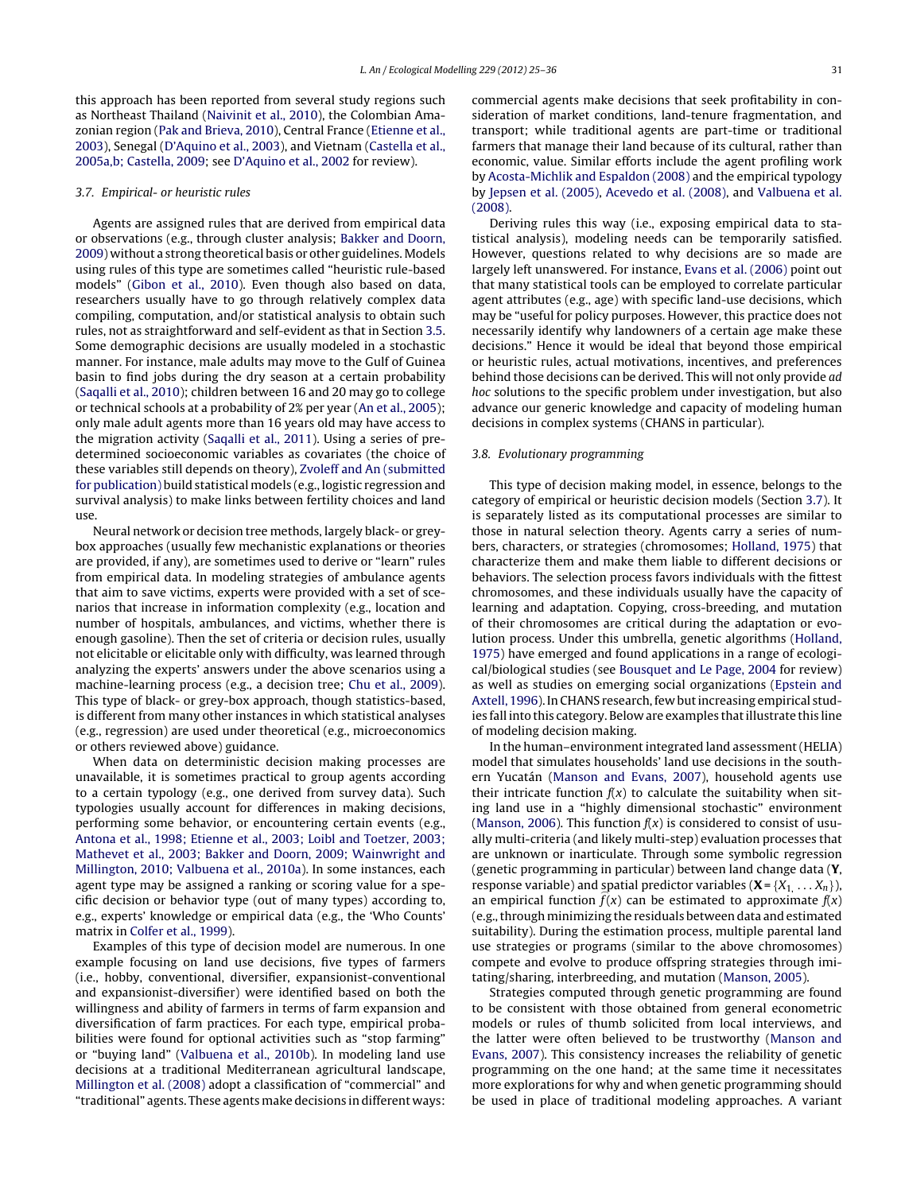this approach has been reported from several study regions such as Northeast Thailand (Naivinit et al., 2010), the Colombian Amazonian region (Pak and Brieva, 2010), Central France (Etienne et al., 2003), Senegal (D'Aquino et al., 2003), and Vietnam (Castella et al., 2005a,b; Castella, 2009; see D'Aquino et al., 2002 for review).

### 3.7. Empirical- or heuristic rules

Agents are assigned rules that are derived from empirical data or observations (e.g., through cluster analysis; Bakker and Doorn, 2009) without a strong theoretical basis or other guidelines. Models using rules of this type are sometimes called "heuristic rule-based models" (Gibon et al., 2010). Even though also based on data, researchers usually have to go through relatively complex data compiling, computation, and/or statistical analysis to obtain such rules, not as straightforward and self-evident as that in Section 3.5. Some demographic decisions are usually modeled in a stochastic manner. For instance, male adults may move to the Gulf of Guinea basin to find jobs during the dry season at a certain probability (Saqalli et al., 2010); children between 16 and 20 may go to college or technical schools at a probability of 2% per year (An et al., 2005); only male adult agents more than 16 years old may have access to the migration activity (Saqalli et al., 2011). Using a series of predetermined socioeconomic variables as covariates (the choice of these variables still depends on theory), Zvoleff and An (submitted for publication) build statistical models (e.g., logistic regression and survival analysis) to make links between fertility choices and land use.

Neural network or decision tree methods, largely black- or grey-box approaches (usually few mechanistic explanations or theories are provided, if any), are sometimes used to derive or "learn" rules from empirical data. In modeling strategies of ambulance agents that aim to save victims, experts were provided with a set of scenarios that increase in information complexity (e.g., location and number of hospitals, ambulances, and victims, whether there is enough gasoline). Then the set of criteria or decision rules, usually not elicitable or elicitable only with difficulty, was learned through analyzing the experts' answers under the above scenarios using a machine-learning process (e.g., a decision tree; Chu et al., 2009). This type of black- or grey-box approach, though statistics-based, is different from many other instances in which statistical analyses (e.g., regression) are used under theoretical (e.g., microeconomics or others reviewed above) guidance.

When data on deterministic decision making processes are unavailable, it is sometimes practical to group agents according to a certain typology (e.g., one derived from survey data). Such typologies usually account for differences in making decisions, performing some behavior, or encountering certain events (e.g., Antona et al., 1998; Etienne et al., 2003; Loibl and Toetzer, 2003; Mathevet et al., 2003; Bakker and Doorn, 2009; Wainwright and Millington, 2010; Valbuena et al., 2010a). In some instances, each agent type may be assigned a ranking or scoring value for a specific decision or behavior type (out of many types) according to, e.g., experts' knowledge or empirical data (e.g., the 'Who Counts' matrix in Colfer et al., 1999).

Examples of this type of decision model are numerous. In one example focusing on land use decisions, five types of farmers (i.e., hobby, conventional, diversifier, expansionist-conventional and expansionist-diversifier) were identified based on both the willingness and ability of farmers in terms of farm expansion and diversification of farm practices. For each type, empirical probabilities were found for optional activities such as "stop farming" or "buying land" (Valbuena et al., 2010b). In modeling land use decisions at a traditional Mediterranean agricultural landscape, Millington et al. (2008) adopt a classification of "commercial" and "traditional" agents. These agents make decisions in different ways: commercial agents make decisions that seek profitability in consideration of market conditions, land-tenure fragmentation, and transport; while traditional agents are part-time or traditional farmers that manage their land because of its cultural, rather than economic, value. Similar efforts include the agent profiling work by Acosta-Michlik and Espaldon (2008) and the empirical typology by Jepsen et al. (2005), Acevedo et al. (2008), and Valbuena et al. (2008).

Deriving rules this way (i.e., exposing empirical data to statistical analysis), modeling needs can be temporarily satisfied. However, questions related to why decisions are so made are largely left unanswered. For instance, Evans et al. (2006) point out that many statistical tools can be employed to correlate particular agent attributes (e.g., age) with specific land-use decisions, which may be "useful for policy purposes. However, this practice does not necessarily identify why landowners of a certain age make these decisions." Hence it would be ideal that beyond those empirical or heuristic rules, actual motivations, incentives, and preferences behind those decisions can be derived. This will not only provide *ad hoc* solutions to the specific problem under investigation, but also advance our generic knowledge and capacity of modeling human decisions in complex systems (CHANS in particular).

### 3.8. Evolutionary programming

This type of decision making model, in essence, belongs to the category of empirical or heuristic decision models (Section 3.7). It is separately listed as its computational processes are similar to those in natural selection theory. Agents carry a series of numbers, characters, or strategies (chromosomes; Holland, 1975) that characterize them and make them liable to different decisions or behaviors. The selection process favors individuals with the fittest chromosomes, and these individuals usually have the capacity of learning and adaptation. Copying, cross-breeding, and mutation of their chromosomes are critical during the adaptation or evolution process. Under this umbrella, genetic algorithms (Holland, 1975) have emerged and found applications in a range of ecological/biological studies (see Bousquet and Le Page, 2004 for review) as well as studies on emerging social organizations (Epstein and Axtell, 1996). In CHANS research, few but increasing empirical studies fall into this category. Below are examples that illustrate this line of modeling decision making.

In the human–environment integrated land assessment (HELIA) model that simulates households' land use decisions in the southern Yucatán (Manson and Evans, 2007), household agents use their intricate function $f(x)$ to calculate the suitability when siting land use in a "highly dimensional stochastic" environment (Manson, 2006). This function $f(x)$ is considered to consist of usually multi-criteria (and likely multi-step) evaluation processes that are unknown or inarticulate. Through some symbolic regression (genetic programming in particular) between land change data ($\mathbf{Y}$, response variable) and spatial predictor variables ($\mathbf{X} = \{X_1, \ldots X_n\}$), an empirical function $\bar{f}(x)$ can be estimated to approximate $f(x)$ (e.g., through minimizing the residuals between data and estimated suitability). During the estimation process, multiple parental land use strategies or programs (similar to the above chromosomes) compete and evolve to produce offspring strategies through imitating/sharing, interbreeding, and mutation (Manson, 2005).

Strategies computed through genetic programming are found to be consistent with those obtained from general econometric models or rules of thumb solicited from local interviews, and the latter were often believed to be trustworthy (Manson and Evans, 2007). This consistency increases the reliability of genetic programming on the one hand; at the same time it necessitates more explorations for why and when genetic programming should be used in place of traditional modeling approaches. A variant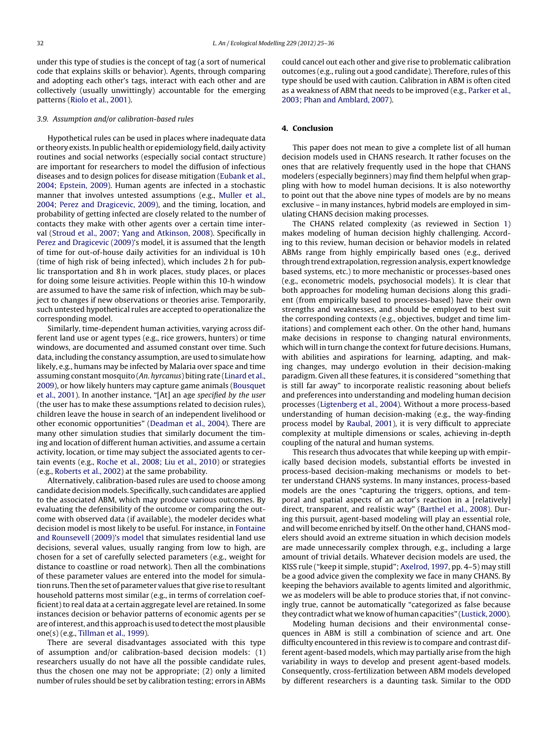under this type of studies is the concept of tag (a sort of numerical code that explains skills or behavior). Agents, through comparing and adopting each other's tags, interact with each other and are collectively (usually unwittingly) accountable for the emerging patterns (Riolo et al., 2001).

### 3.9. Assumption and/or calibration-based rules

Hypothetical rules can be used in places where inadequate data or theory exists. In public health or epidemiology field, daily activity routines and social networks (especially social contact structure) are important for researchers to model the diffusion of infectious diseases and to design polices for disease mitigation (Eubank et al., 2004; Epstein, 2009). Human agents are infected in a stochastic manner that involves untested assumptions (e.g., Muller et al., 2004; Perez and Dragicevic, 2009), and the timing, location, and probability of getting infected are closely related to the number of contacts they make with other agents over a certain time interval (Stroud et al., 2007; Yang and Atkinson, 2008). Specifically in Perez and Dragicevic (2009)'s model, it is assumed that the length of time for out-of-house daily activities for an individual is 10 h (time of high risk of being infected), which includes 2 h for public transportation and 8 h in work places, study places, or places for doing some leisure activities. People within this 10-h window are assumed to have the same risk of infection, which may be subject to changes if new observations or theories arise. Temporarily, such untested hypothetical rules are accepted to operationalize the corresponding model.

Similarly, time-dependent human activities, varying across different land use or agent types (e.g., rice growers, hunters) or time windows, are documented and assumed constant over time. Such data, including the constancy assumption, are used to simulate how likely, e.g., humans may be infected by Malaria over space and time assuming constant mosquito (*An. hyrcanus*) biting rate (Linard et al., 2009), or how likely hunters may capture game animals (Bousquet et al., 2001). In another instance, "[At] an age *specified by the user* (the user has to make these assumptions related to decision rules), children leave the house in search of an independent livelihood or other economic opportunities" (Deadman et al., 2004). There are many other simulation studies that similarly document the timing and location of different human activities, and assume a certain activity, location, or time may subject the associated agents to certain events (e.g., Roche et al., 2008; Liu et al., 2010) or strategies (e.g., Roberts et al., 2002) at the same probability.

Alternatively, calibration-based rules are used to choose among candidate decision models. Specifically, such candidates are applied to the associated ABM, which may produce various outcomes. By evaluating the defensibility of the outcome or comparing the outcome with observed data (if available), the modeler decides what decision model is most likely to be useful. For instance, in Fontaine and Rounsevell (2009)'s model that simulates residential land use decisions, several values, usually ranging from low to high, are chosen for a set of carefully selected parameters (e.g., weight for distance to coastline or road network). Then all the combinations of these parameter values are entered into the model for simulation runs. Then the set of parameter values that give rise to resultant household patterns most similar (e.g., in terms of correlation coefficient) to real data at a certain aggregate level are retained. In some instances decision or behavior patterns of economic agents per se are of interest, and this approach is used to detect the most plausible one(s) (e.g., Tillman et al., 1999).

There are several disadvantages associated with this type of assumption and/or calibration-based decision models: (1) researchers usually do not have all the possible candidate rules, thus the chosen one may not be appropriate; (2) only a limited number of rules should be set by calibration testing; errors in ABMs could cancel out each other and give rise to problematic calibration outcomes (e.g., ruling out a good candidate). Therefore, rules of this type should be used with caution. Calibration in ABM is often cited as a weakness of ABM that needs to be improved (e.g., Parker et al., 2003; Phan and Amblard, 2007).

## 4. Conclusion

This paper does not mean to give a complete list of all human decision models used in CHANS research. It rather focuses on the ones that are relatively frequently used in the hope that CHANS modelers (especially beginners) may find them helpful when grappling with how to model human decisions. It is also noteworthy to point out that the above nine types of models are by no means exclusive – in many instances, hybrid models are employed in simulating CHANS decision making processes.

The CHANS related complexity (as reviewed in Section 1) makes modeling of human decision highly challenging. According to this review, human decision or behavior models in related ABMs range from highly empirically based ones (e.g., derived through trend extrapolation, regression analysis, expert knowledge based systems, etc.) to more mechanistic or processes-based ones (e.g., econometric models, psychosocial models). It is clear that both approaches for modeling human decisions along this gradient (from empirically based to processes-based) have their own strengths and weaknesses, and should be employed to best suit the corresponding contexts (e.g., objectives, budget and time limitations) and complement each other. On the other hand, humans make decisions in response to changing natural environments, which will in turn change the context for future decisions. Humans, with abilities and aspirations for learning, adapting, and making changes, may undergo evolution in their decision-making paradigm. Given all these features, it is considered "something that is still far away" to incorporate realistic reasoning about beliefs and preferences into understanding and modeling human decision processes (Ligtenberg et al., 2004). Without a more process-based understanding of human decision-making (e.g., the way-finding process model by Raubal, 2001), it is very difficult to appreciate complexity at multiple dimensions or scales, achieving in-depth coupling of the natural and human systems.

This research thus advocates that while keeping up with empirically based decision models, substantial efforts be invested in process-based decision-making mechanisms or models to better understand CHANS systems. In many instances, process-based models are the ones "capturing the triggers, options, and temporal and spatial aspects of an actor's reaction in a [relatively] direct, transparent, and realistic way" (Barthel et al., 2008). During this pursuit, agent-based modeling will play an essential role, and will become enriched by itself. On the other hand, CHANS modelers should avoid an extreme situation in which decision models are made unnecessarily complex through, e.g., including a large amount of trivial details. Whatever decision models are used, the KISS rule ("keep it simple, stupid"; Axelrod, 1997, pp. 4–5) may still be a good advice given the complexity we face in many CHANS. By keeping the behaviors available to agents limited and algorithmic, we as modelers will be able to produce stories that, if not convincingly true, cannot be automatically "categorized as false because they contradict what we know of human capacities" (Lustick, 2000).

Modeling human decisions and their environmental consequences in ABM is still a combination of science and art. One difficulty encountered in this review is to compare and contrast different agent-based models, which may partially arise from the high variability in ways to develop and present agent-based models. Consequently, cross-fertilization between ABM models developed by different researchers is a daunting task. Similar to the ODD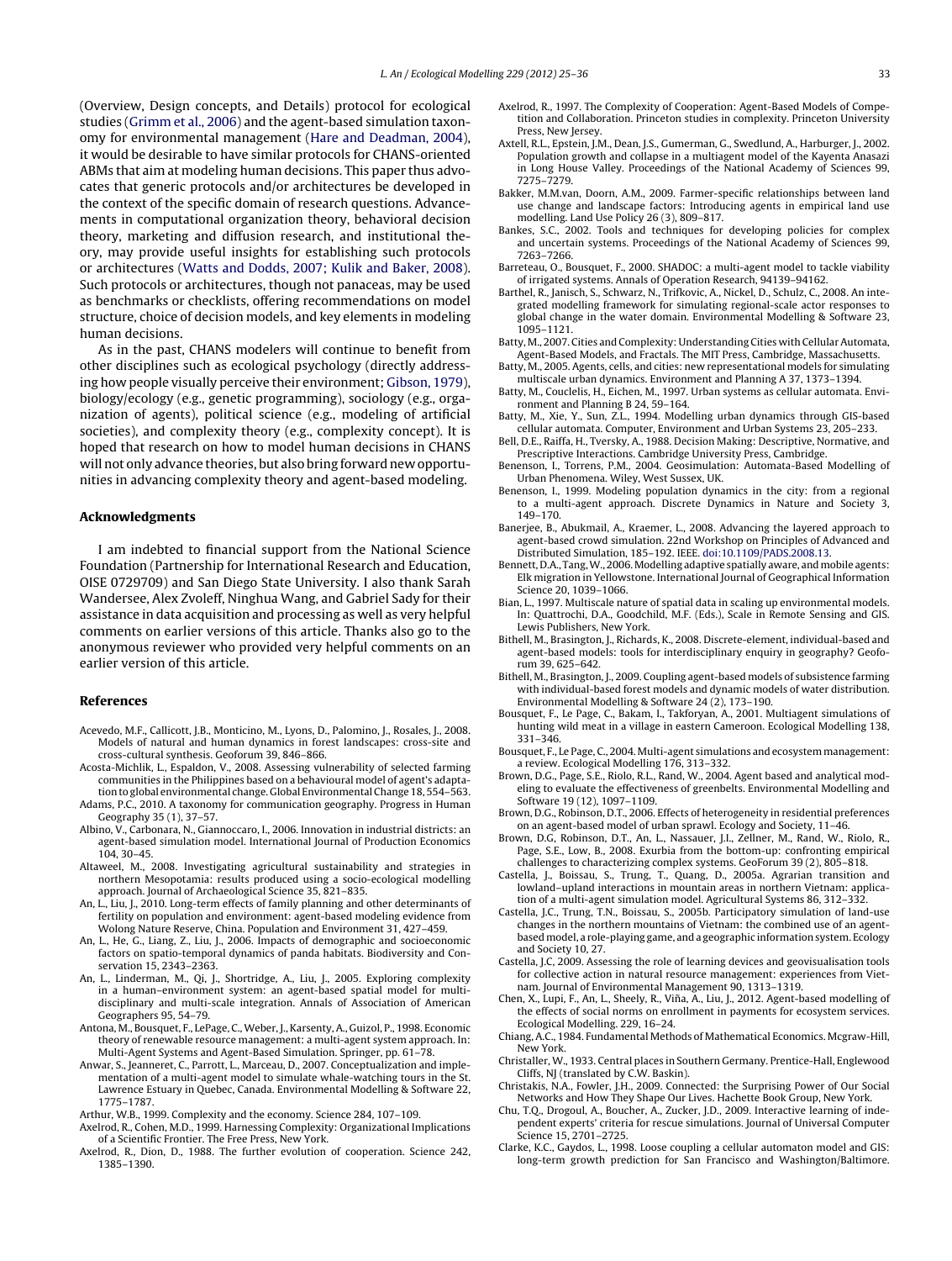(Overview, Design concepts, and Details) protocol for ecological studies (Grimm et al., 2006) and the agent-based simulation taxonomy for environmental management (Hare and Deadman, 2004), it would be desirable to have similar protocols for CHANS-oriented ABMs that aim at modeling human decisions. This paper thus advocates that generic protocols and/or architectures be developed in the context of the specific domain of research questions. Advancements in computational organization theory, behavioral decision theory, marketing and diffusion research, and institutional theory, may provide useful insights for establishing such protocols or architectures (Watts and Dodds, 2007; Kulik and Baker, 2008). Such protocols or architectures, though not panaceas, may be used as benchmarks or checklists, offering recommendations on model structure, choice of decision models, and key elements in modeling human decisions.

As in the past, CHANS modelers will continue to benefit from other disciplines such as ecological psychology (directly addressing how people visually perceive their environment; Gibson, 1979), biology/ecology (e.g., genetic programming), sociology (e.g., organization of agents), political science (e.g., modeling of artificial societies), and complexity theory (e.g., complexity concept). It is hoped that research on how to model human decisions in CHANS will not only advance theories, but also bring forward new opportunities in advancing complexity theory and agent-based modeling.

## Acknowledgments

I am indebted to financial support from the National Science Foundation (Partnership for International Research and Education, OISE 0729709) and San Diego State University. I also thank Sarah Wandersee, Alex Zvoleff, Ninghua Wang, and Gabriel Sady for their assistance in data acquisition and processing as well as very helpful comments on earlier versions of this article. Thanks also go to the anonymous reviewer who provided very helpful comments on an earlier version of this article.

## References

Acevedo, M.F., Callicott, J.B., Monticino, M., Lyons, D., Palomino, J., Rosales, J., 2008. Models of natural and human dynamics in forest landscapes: cross-site and cross-cultural synthesis. Geoforum 39, 846–866.

Acosta-Michlik, L., Espaldon, V., 2008. Assessing vulnerability of selected farming communities in the Philippines based on a behavioural model of agent's adaptation to global environmental change. Global Environmental Change 18, 554–563.

Adams, P.C., 2010. A taxonomy for communication geography. Progress in Human Geography 35 (1), 37–57.

Albino, V., Carbonara, N., Giannoccaro, I., 2006. Innovation in industrial districts: an agent-based simulation model. International Journal of Production Economics 104, 30–45.

Altaweel, M., 2008. Investigating agricultural sustainability and strategies in northern Mesopotamia: results produced using a socio-ecological modelling approach. Journal of Archaeological Science 35, 821–835.

An, L., Liu, J., 2010. Long-term effects of family planning and other determinants of fertility on population and environment: agent-based modeling evidence from Wolong Nature Reserve, China. Population and Environment 31, 427–459.

An, L., He, G., Liang, Z., Liu, J., 2006. Impacts of demographic and socioeconomic factors on spatio-temporal dynamics of panda habitats. Biodiversity and Conservation 15, 2343–2363.

An, L., Linderman, M., Qi, J., Shortridge, A., Liu, J., 2005. Exploring complexity in a human–environment system: an agent-based spatial model for multidisciplinary and multi-scale integration. Annals of Association of American Geographers 95, 54–79.

Antona, M., Bousquet, F., LePage, C., Weber, J., Karsenty, A., Guizol, P., 1998. Economic theory of renewable resource management: a multi-agent system approach. In: Multi-Agent Systems and Agent-Based Simulation. Springer, pp. 61–78.

Anwar, S., Jeanneret, C., Parrott, L., Marceau, D., 2007. Conceptualization and implementation of a multi-agent model to simulate whale-watching tours in the St. Lawrence Estuary in Quebec, Canada. Environmental Modelling & Software 22, 1775–1787.

Arthur, W.B., 1999. Complexity and the economy. Science 284, 107–109.

Axelrod, R., Cohen, M.D., 1999. Harnessing Complexity: Organizational Implications of a Scientific Frontier. The Free Press, New York.

Axelrod, R., Dion, D., 1988. The further evolution of cooperation. Science 242, 1385–1390.

Axelrod, R., 1997. The Complexity of Cooperation: Agent-Based Models of Competition and Collaboration. Princeton studies in complexity. Princeton University Press, New Jersey.

Axtell, R.L., Epstein, J.M., Dean, J.S., Gumerman, G., Swedlund, A., Harburger, J., 2002. Population growth and collapse in a multiagent model of the Kayenta Anasazi in Long House Valley. Proceedings of the National Academy of Sciences 99, 7275–7279.

Bakker, M.M.van, Doorn, A.M., 2009. Farmer-specific relationships between land use change and landscape factors: Introducing agents in empirical land use modelling. Land Use Policy 26 (3), 809–817.

Bankes, S.C., 2002. Tools and techniques for developing policies for complex and uncertain systems. Proceedings of the National Academy of Sciences 99, 7263–7266.

Barreteau, O., Bousquet, F., 2000. SHADOC: a multi-agent model to tackle viability of irrigated systems. Annals of Operation Research, 94139–94162.

Barthel, R., Janisch, S., Schwarz, N., Trifkovic, A., Nickel, D., Schulz, C., 2008. An integrated modelling framework for simulating regional-scale actor responses to global change in the water domain. Environmental Modelling & Software 23, 1095–1121.

Batty, M., 2007. Cities and Complexity: Understanding Cities with Cellular Automata, Agent-Based Models, and Fractals. The MIT Press, Cambridge, Massachusetts.

Batty, M., 2005. Agents, cells, and cities: new representational models for simulating multiscale urban dynamics. Environment and Planning A 37, 1373–1394.

Batty, M., Couclelis, H., Eichen, M., 1997. Urban systems as cellular automata. Environment and Planning B 24, 59–164.

Batty, M., Xie, Y., Sun, Z.L., 1994. Modelling urban dynamics through GIS-based cellular automata. Computer, Environment and Urban Systems 23, 205–233.

Bell, D.E., Raiffa, H., Tversky, A., 1988. Decision Making: Descriptive, Normative, and Prescriptive Interactions. Cambridge University Press, Cambridge.

Benenson, I., Torrens, P.M., 2004. Geosimulation: Automata-Based Modelling of Urban Phenomena. Wiley, West Sussex, UK.

Benenson, I., 1999. Modeling population dynamics in the city: from a regional to a multi-agent approach. Discrete Dynamics in Nature and Society 3, 149–170.

Banerjee, B., Abukmail, A., Kraemer, L., 2008. Advancing the layered approach to agent-based crowd simulation. 22nd Workshop on Principles of Advanced and Distributed Simulation, 185–192. IEEE. doi:10.1109/PADS.2008.13.

Bennett, D.A., Tang, W., 2006. Modelling adaptive spatially aware, and mobile agents: Elk migration in Yellowstone. International Journal of Geographical Information Science 20, 1039–1066.

Bian, L., 1997. Multiscale nature of spatial data in scaling up environmental models. In: Quattrochi, D.A., Goodchild, M.F. (Eds.), Scale in Remote Sensing and GIS. Lewis Publishers, New York.

Bithell, M., Brasington, J., Richards, K., 2008. Discrete-element, individual-based and agent-based models: tools for interdisciplinary enquiry in geography? Geoforum 39, 625–642.

Bithell, M., Brasington, J., 2009. Coupling agent-based models of subsistence farming with individual-based forest models and dynamic models of water distribution. Environmental Modelling & Software 24 (2), 173–190.

Bousquet, F., Le Page, C., Bakam, I., Takforyan, A., 2001. Multiagent simulations of hunting wild meat in a village in eastern Cameroon. Ecological Modelling 138, 331–346.

Bousquet, F., Le Page, C., 2004. Multi-agent simulations and ecosystem management: a review. Ecological Modelling 176, 313–332.

Brown, D.G., Page, S.E., Riolo, R.L., Rand, W., 2004. Agent based and analytical modeling to evaluate the effectiveness of greenbelts. Environmental Modelling and Software 19 (12), 1097–1109.

Brown, D.G., Robinson, D.T., 2006. Effects of heterogeneity in residential preferences on an agent-based model of urban sprawl. Ecology and Society, 11–46.

Brown, D.G, Robinson, D.T., An, L., Nassauer, J.I., Zellner, M., Rand, W., Riolo, R., Page, S.E., Low, B., 2008. Exurbia from the bottom-up: confronting empirical challenges to characterizing complex systems. GeoForum 39 (2), 805–818.

Castella, J., Boissau, S., Trung, T., Quang, D., 2005a. Agrarian transition and lowland–upland interactions in mountain areas in northern Vietnam: application of a multi-agent simulation model. Agricultural Systems 86, 312–332.

Castella, J.C., Trung, T.N., Boissau, S., 2005b. Participatory simulation of land-use changes in the northern mountains of Vietnam: the combined use of an agent-based model, a role-playing game, and a geographic information system. Ecology and Society 10, 27.

Castella, J.C, 2009. Assessing the role of learning devices and geovisualisation tools for collective action in natural resource management: experiences from Vietnam. Journal of Environmental Management 90, 1313–1319.

Chen, X., Lupi, F., An, L., Sheely, R., Viña, A., Liu, J., 2012. Agent-based modelling of the effects of social norms on enrollment in payments for ecosystem services. Ecological Modelling. 229, 16–24.

Chiang, A.C., 1984. Fundamental Methods of Mathematical Economics. Mcgraw-Hill, New York.

Christaller, W., 1933. Central places in Southern Germany. Prentice-Hall, Englewood Cliffs, NJ (translated by C.W. Baskin).

Christakis, N.A., Fowler, J.H., 2009. Connected: the Surprising Power of Our Social Networks and How They Shape Our Lives. Hachette Book Group, New York.

Chu, T.Q., Drogoul, A., Boucher, A., Zucker, J.D., 2009. Interactive learning of independent experts' criteria for rescue simulations. Journal of Universal Computer Science 15, 2701–2725.

Clarke, K.C., Gaydos, L., 1998. Loose coupling a cellular automaton model and GIS: long-term growth prediction for San Francisco and Washington/Baltimore.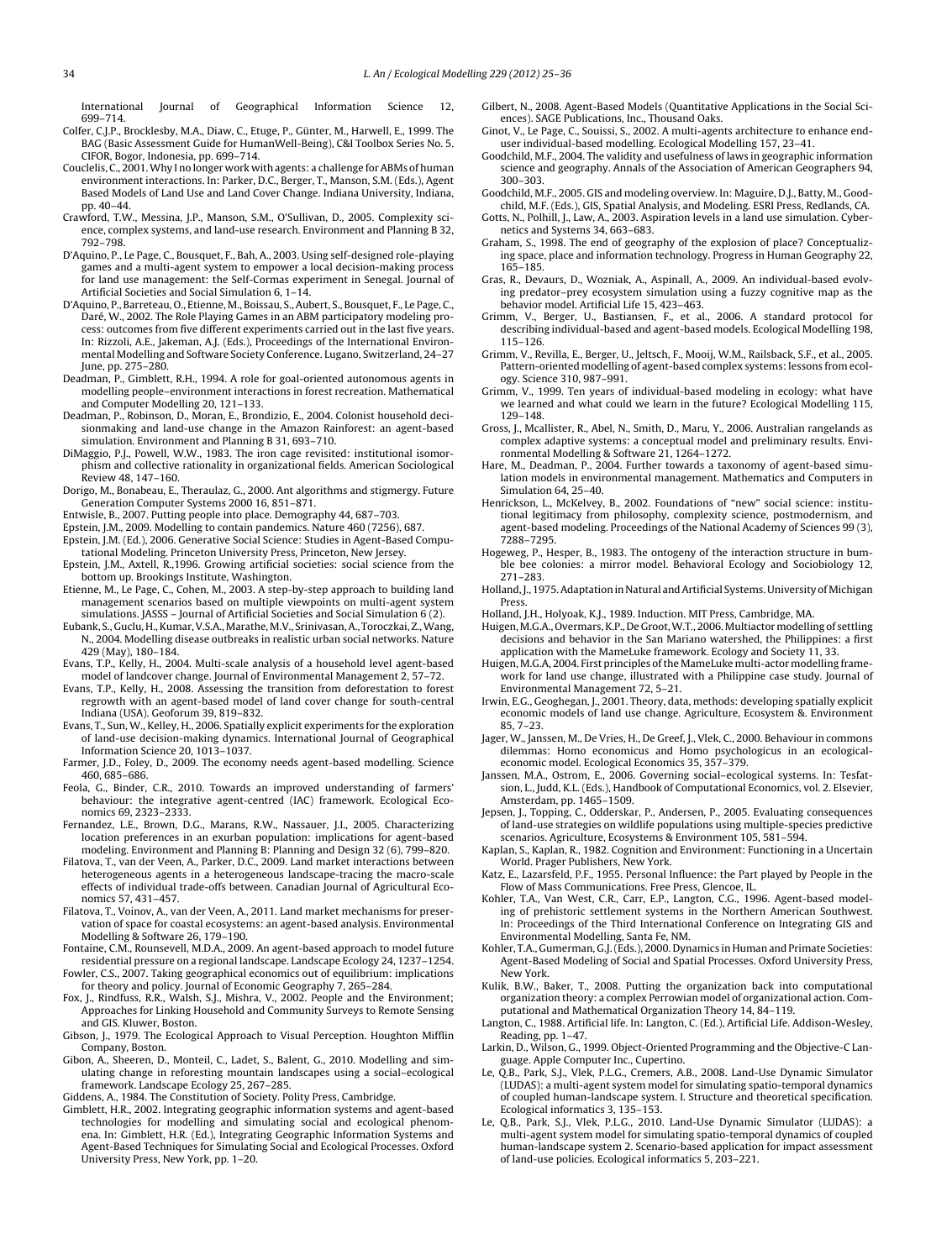International Journal of Geographical Information Science 12, 699–714.

Colfer, C.J.P., Brocklesby, M.A., Diaw, C., Etuge, P., Günter, M., Harwell, E., 1999. The BAG (Basic Assessment Guide for HumanWell-Being), (C&I Toolbox Series No. 5. CIFOR, Bogor, Indonesia, pp. 699–714.

Couclelis, C., 2001. Why I no longer work with agents: a challenge for ABMs of human environment interactions. In: Parker, D.C., Berger, T., Manson, S.M. (Eds.), Agent Based Models of Land Use and Land Cover Change. Indiana University, Indiana, pp. 40–44.

Crawford, T.W., Messina, J.P., Manson, S.M., O'Sullivan, D., 2005. Complexity science, complex systems, and land-use research. Environment and Planning B 32, 792–798.

D'Aquino, P., Le Page, C., Bousquet, F., Bah, A., 2003. Using self-designed role-playing games and a multi-agent system to empower a local decision-making process for land use management: the Self-Cormas experiment in Senegal. Journal of Artificial Societies and Social Simulation 6, 1–14.

D'Aquino, P., Barreteau, O., Etienne, M., Boissau, S., Aubert, S., Bousquet, F., Le Page, C., Daré, W., 2002. The Role Playing Games in an ABM participatory modeling process: outcomes from five different experiments carried out in the last five years. In: Rizzoli, A.E., Jakeman, A.J. (Eds.), Proceedings of the International Environmental Modelling and Software Society Conference. Lugano, Switzerland, 24–27 June, pp. 275–280.

Deadman, P., Gimblett, R.H., 1994. A role for goal-oriented autonomous agents in modelling people–environment interactions in forest recreation. Mathematical and Computer Modelling 20, 121–133.

Deadman, P., Robinson, D., Moran, E., Brondizio, E., 2004. Colonist household decisionmaking and land-use change in the Amazon Rainforest: an agent-based simulation. Environment and Planning B 31, 693–710.

DiMaggio, P.J., Powell, W.W., 1983. The iron cage revisited: institutional isomorphism and collective rationality in organizational fields. American Sociological Review 48, 147–160.

Dorigo, M., Bonabeau, E., Theraulaz, G., 2000. Ant algorithms and stigmergy. Future Generation Computer Systems 2000 16, 851–871.

Entwisle, B., 2007. Putting people into place. Demography 44, 687–703.

Epstein, J.M., 2009. Modelling to contain pandemics. Nature 460 (7256), 687.

Epstein, J.M. (Ed.), 2006. Generative Social Science: Studies in Agent-Based Computational Modeling. Princeton University Press, Princeton, New Jersey.

Epstein, J.M., Axtell, R.,1996. Growing artificial societies: social science from the bottom up. Brookings Institute, Washington.

Etienne, M., Le Page, C., Cohen, M., 2003. A step-by-step approach to building land management scenarios based on multiple viewpoints on multi-agent system simulations. JASSS – Journal of Artificial Societies and Social Simulation 6 (2).

Eubank, S., Guclu, H., Kumar, V.S.A., Marathe, M.V., Srinivasan, A., Toroczkai, Z., Wang, N., 2004. Modelling disease outbreaks in realistic urban social networks. Nature 429 (May), 180–184.

Evans, T.P., Kelly, H., 2004. Multi-scale analysis of a household level agent-based model of landcover change. Journal of Environmental Management 2, 57–72.

Evans, T.P., Kelly, H., 2008. Assessing the transition from deforestation to forest regrowth with an agent-based model of land cover change for south-central Indiana (USA). Geoforum 39, 819–832.

Evans, T., Sun, W., Kelley, H., 2006. Spatially explicit experiments for the exploration of land-use decision-making dynamics. International Journal of Geographical Information Science 20, 1013–1037.

Farmer, J.D., Foley, D., 2009. The economy needs agent-based modelling. Science 460, 685–686.

Feola, G., Binder, C.R., 2010. Towards an improved understanding of farmers' behaviour: the integrative agent-centred (IAC) framework. Ecological Economics 69, 2323–2333.

Fernandez, L.E., Brown, D.G., Marans, R.W., Nassauer, J.I., 2005. Characterizing location preferences in an exurban population: implications for agent-based modeling. Environment and Planning B: Planning and Design 32 (6), 799–820.

Filatova, T., van der Veen, A., Parker, D.C., 2009. Land market interactions between heterogeneous agents in a heterogeneous landscape-tracing the macro-scale effects of individual trade-offs between. Canadian Journal of Agricultural Economics 57, 431–457.

Filatova, T., Voinov, A., van der Veen, A., 2011. Land market mechanisms for preservation of space for coastal ecosystems: an agent-based analysis. Environmental Modelling & Software 26, 179–190.

Fontaine, C.M., Rounsevell, M.D.A., 2009. An agent-based approach to model future residential pressure on a regional landscape. Landscape Ecology 24, 1237–1254.

Fowler, C.S., 2007. Taking geographical economics out of equilibrium: implications for theory and policy. Journal of Economic Geography 7, 265–284.

Fox, J., Rindfuss, R.R., Walsh, S.J., Mishra, V., 2002. People and the Environment; Approaches for Linking Household and Community Surveys to Remote Sensing and GIS. Kluwer, Boston.

Gibson, J., 1979. The Ecological Approach to Visual Perception. Houghton Mifflin Company, Boston.

Gibon, A., Sheeren, D., Monteil, C., Ladet, S., Balent, G., 2010. Modelling and simulating change in reforesting mountain landscapes using a social–ecological framework. Landscape Ecology 25, 267–285.

Giddens, A., 1984. The Constitution of Society. Polity Press, Cambridge.

Gimblett, H.R., 2002. Integrating geographic information systems and agent-based technologies for modelling and simulating social and ecological phenomena. In: Gimblett, H.R. (Ed.), Integrating Geographic Information Systems and Agent-Based Techniques for Simulating Social and Ecological Processes. Oxford University Press, New York, pp. 1–20.

Gilbert, N., 2008. Agent-Based Models (Quantitative Applications in the Social Sciences). SAGE Publications, Inc., Thousand Oaks.

Ginot, V., Le Page, C., Souissi, S., 2002. A multi-agents architecture to enhance end-user individual-based modelling. Ecological Modelling 157, 23–41.

Goodchild, M.F., 2004. The validity and usefulness of laws in geographic information science and geography. Annals of the Association of American Geographers 94, 300–303.

Goodchild, M.F., 2005. GIS and modeling overview. In: Maguire, D.J., Batty, M., Goodchild, M.F. (Eds.), GIS, Spatial Analysis, and Modeling. ESRI Press, Redlands, CA.

Gotts, N., Polhill, J., Law, A., 2003. Aspiration levels in a land use simulation. Cybernetics and Systems 34, 663–683.

Graham, S., 1998. The end of geography of the explosion of place? Conceptualizing space, place and information technology. Progress in Human Geography 22, 165–185.

Gras, R., Devaurs, D., Wozniak, A., Aspinall, A., 2009. An individual-based evolving predator–prey ecosystem simulation using a fuzzy cognitive map as the behavior model. Artificial Life 15, 423–463.

Grimm, V., Berger, U., Bastiansen, F., et al., 2006. A standard protocol for describing individual-based and agent-based models. Ecological Modelling 198, 115–126.

Grimm, V., Revilla, E., Berger, U., Jeltsch, F., Mooij, W.M., Railsback, S.F., et al., 2005. Pattern-oriented modelling of agent-based complex systems: lessons from ecology. Science 310, 987–991.

Grimm, V., 1999. Ten years of individual-based modeling in ecology: what have we learned and what could we learn in the future? Ecological Modelling 115, 129–148.

Gross, J., Mcallister, R., Abel, N., Smith, D., Maru, Y., 2006. Australian rangelands as complex adaptive systems: a conceptual model and preliminary results. Environmental Modelling & Software 21, 1264–1272.

Hare, M., Deadman, P., 2004. Further towards a taxonomy of agent-based simulation models in environmental management. Mathematics and Computers in Simulation 64, 25–40.

Henrickson, L., McKelvey, B., 2002. Foundations of "new" social science: institutional legitimacy from philosophy, complexity science, postmodernism, and agent-based modeling. Proceedings of the National Academy of Sciences 99 (3), 7288–7295.

Hogeweg, P., Hesper, B., 1983. The ontogeny of the interaction structure in bumble bee colonies: a mirror model. Behavioral Ecology and Sociobiology 12, 271–283.

Holland, J., 1975. Adaptation in Natural and Artificial Systems. University of Michigan Press.

Holland, J.H., Holyoak, K.J., 1989. Induction. MIT Press, Cambridge, MA.

Huigen, M.G.A., Overmars, K.P., De Groot, W.T., 2006. Multiactor modelling of settling decisions and behavior in the San Mariano watershed, the Philippines: a first application with the MameLuke framework. Ecology and Society 11, 33.

Huigen, M.G.A, 2004. First principles of the MameLuke multi-actor modelling framework for land use change, illustrated with a Philippine case study. Journal of Environmental Management 72, 5–21.

Irwin, E.G., Geoghegan, J., 2001. Theory, data, methods: developing spatially explicit economic models of land use change. Agriculture, Ecosystem &. Environment 85, 7–23.

Jager, W., Janssen, M., De Vries, H., De Greef, J., Vlek, C., 2000. Behaviour in commons dilemmas: Homo economicus and Homo psychologicus in an ecological-economic model. Ecological Economics 35, 357–379.

Janssen, M.A., Ostrom, E., 2006. Governing social–ecological systems. In: Tesfatsion, L., Judd, K.L. (Eds.), Handbook of Computational Economics, vol. 2. Elsevier, Amsterdam, pp. 1465–1509.

Jepsen, J., Topping, C., Odderskar, P., Andersen, P., 2005. Evaluating consequences of land-use strategies on wildlife populations using multiple-species predictive scenarios. Agriculture, Ecosystems & Environment 105, 581–594.

Kaplan, S., Kaplan, R., 1982. Cognition and Environment: Functioning in a Uncertain World. Prager Publishers, New York.

Katz, E., Lazarsfeld, P.F., 1955. Personal Influence: the Part played by People in the Flow of Mass Communications. Free Press, Glencoe, IL.

Kohler, T.A., Van West, C.R., Carr, E.P., Langton, C.G., 1996. Agent-based modeling of prehistoric settlement systems in the Northern American Southwest. In: Proceedings of the Third International Conference on Integrating GIS and Environmental Modelling, Santa Fe, NM.

Kohler, T.A., Gumerman, G.J. (Eds.), 2000. Dynamics in Human and Primate Societies: Agent-Based Modeling of Social and Spatial Processes. Oxford University Press, New York.

Kulik, B.W., Baker, T., 2008. Putting the organization back into computational organization theory: a complex Perrowian model of organizational action. Computational and Mathematical Organization Theory 14, 84–119.

Langton, C., 1988. Artificial life. In: Langton, C. (Ed.), Artificial Life. Addison-Wesley, Reading, pp. 1–47.

Larkin, D., Wilson, G., 1999. Object-Oriented Programming and the Objective-C Language. Apple Computer Inc., Cupertino.

Le, Q.B., Park, S.J., Vlek, P.L.G., Cremers, A.B., 2008. Land-Use Dynamic Simulator (LUDAS): a multi-agent system model for simulating spatio-temporal dynamics of coupled human-landscape system. I. Structure and theoretical specification. Ecological informatics 3, 135–153.

Le, Q.B., Park, S.J., Vlek, P.L.G., 2010. Land-Use Dynamic Simulator (LUDAS): a multi-agent system model for simulating spatio-temporal dynamics of coupled human-landscape system 2. Scenario-based application for impact assessment of land-use policies. Ecological informatics 5, 203–221.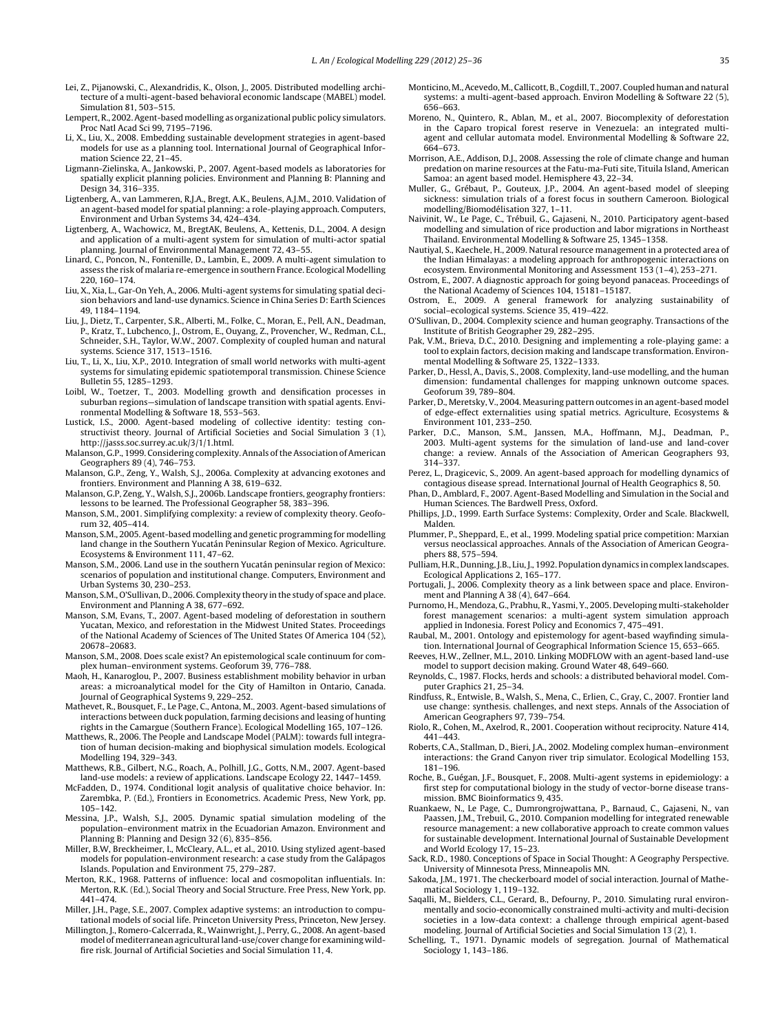Lei, Z., Pijanowski, C., Alexandridis, K., Olson, J., 2005. Distributed modelling architecture of a multi-agent-based behavioral economic landscape (MABEL) model. Simulation 81, 503–515.

Lempert, R., 2002. Agent-based modelling as organizational public policy simulators. Proc Natl Acad Sci 99, 7195–7196.

Li, X., Liu, X., 2008. Embedding sustainable development strategies in agent-based models for use as a planning tool. International Journal of Geographical Information Science 22, 21–45.

Ligmann-Zielinska, A., Jankowski, P., 2007. Agent-based models as laboratories for spatially explicit planning policies. Environment and Planning B: Planning and Design 34, 316–335.

Ligtenberg, A., van Lammeren, R.J.A., Bregt, A.K., Beulens, A.J.M., 2010. Validation of an agent-based model for spatial planning: a role-playing approach. Computers, Environment and Urban Systems 34, 424–434.

Ligtenberg, A., Wachowicz, M., BregtAK, Beulens, A., Kettenis, D.L., 2004. A design and application of a multi-agent system for simulation of multi-actor spatial planning. Journal of Environmental Management 72, 43–55.

Linard, C., Poncon, N., Fontenille, D., Lambin, E., 2009. A multi-agent simulation to assess the risk of malaria re-emergence in southern France. Ecological Modelling 220, 160–174.

Liu, X., Xia, L., Gar-On Yeh, A., 2006. Multi-agent systems for simulating spatial decision behaviors and land-use dynamics. Science in China Series D: Earth Sciences 49, 1184–1194.

Liu, J., Dietz, T., Carpenter, S.R., Alberti, M., Folke, C., Moran, E., Pell, A.N., Deadman, P., Kratz, T., Lubchenco, J., Ostrom, E., Ouyang, Z., Provencher, W., Redman, C.L., Schneider, S.H., Taylor, W.W., 2007. Complexity of coupled human and natural systems. Science 317, 1513–1516.

Liu, T., Li, X., Liu, X.P., 2010. Integration of small world networks with multi-agent systems for simulating epidemic spatiotemporal transmission. Chinese Science Bulletin 55, 1285–1293.

Loibl, W., Toetzer, T., 2003. Modelling growth and densification processes in suburban regions—simulation of landscape transition with spatial agents. Environmental Modelling & Software 18, 553–563.

Lustick, I.S., 2000. Agent-based modeling of collective identity: testing constructivist theory. Journal of Artificial Societies and Social Simulation 3 (1), http://jasss.soc.surrey.ac.uk/3/1/1.html.

Malanson, G.P., 1999. Considering complexity. Annals of the Association of American Geographers 89 (4), 746–753.

Malanson, G.P., Zeng, Y., Walsh, S.J., 2006a. Complexity at advancing exotones and frontiers. Environment and Planning A 38, 619–632.

Malanson, G.P, Zeng, Y., Walsh, S.J., 2006b. Landscape frontiers, geography frontiers: lessons to be learned. The Professional Geographer 58, 383–396.

Manson, S.M., 2001. Simplifying complexity: a review of complexity theory. Geoforum 32, 405–414.

Manson, S.M., 2005. Agent-based modelling and genetic programming for modelling land change in the Southern Yucatán Peninsular Region of Mexico. Agriculture. Ecosystems & Environment 111, 47–62.

Manson, S.M., 2006. Land use in the southern Yucatán peninsular region of Mexico: scenarios of population and institutional change. Computers, Environment and Urban Systems 30, 230–253.

Manson, S.M., O'Sullivan, D., 2006. Complexity theory in the study of space and place. Environment and Planning A 38, 677–692.

Manson, S.M, Evans, T., 2007. Agent-based modeling of deforestation in southern Yucatan, Mexico, and reforestation in the Midwest United States. Proceedings of the National Academy of Sciences of The United States Of America 104 (52), 20678–20683.

Manson, S.M., 2008. Does scale exist? An epistemological scale continuum for complex human–environment systems. Geoforum 39, 776–788.

Maoh, H., Kanaroglou, P., 2007. Business establishment mobility behavior in urban areas: a microanalytical model for the City of Hamilton in Ontario, Canada. Journal of Geographical Systems 9, 229–252.

Mathevet, R., Bousquet, F., Le Page, C., Antona, M., 2003. Agent-based simulations of interactions between duck population, farming decisions and leasing of hunting rights in the Camargue (Southern France). Ecological Modelling 165, 107–126.

Matthews, R., 2006. The People and Landscape Model (PALM): towards full integration of human decision-making and biophysical simulation models. Ecological Modelling 194, 329–343.

Matthews, R.B., Gilbert, N.G., Roach, A., Polhill, J.G., Gotts, N.M., 2007. Agent-based land-use models: a review of applications. Landscape Ecology 22, 1447–1459.

McFadden, D., 1974. Conditional logit analysis of qualitative choice behavior. In: Zarembka, P. (Ed.), Frontiers in Econometrics. Academic Press, New York, pp. 105–142.

Messina, J.P., Walsh, S.J., 2005. Dynamic spatial simulation modeling of the population–environment matrix in the Ecuadorian Amazon. Environment and Planning B: Planning and Design 32 (6), 835–856.

Miller, B.W, Breckheimer, I., McCleary, A.L., et al., 2010. Using stylized agent-based models for population-environment research: a case study from the Galápagos Islands. Population and Environment 75, 279–287.

Merton, R.K., 1968. Patterns of influence: local and cosmopolitan influentials. In: Merton, R.K. (Ed.), Social Theory and Social Structure. Free Press, New York, pp. 441–474.

Miller, J.H., Page, S.E., 2007. Complex adaptive systems: an introduction to computational models of social life. Princeton University Press, Princeton, New Jersey.

Millington, J., Romero-Calcerrada, R., Wainwright, J., Perry, G., 2008. An agent-based model of mediterranean agricultural land-use/cover change for examining wildfire risk. Journal of Artificial Societies and Social Simulation 11, 4.

Monticino, M., Acevedo, M., Callicott, B., Cogdill, T., 2007. Coupled human and natural systems: a multi-agent-based approach. Environ Modelling & Software 22 (5), 656–663.

Moreno, N., Quintero, R., Ablan, M., et al., 2007. Biocomplexity of deforestation in the Caparo tropical forest reserve in Venezuela: an integrated multi-agent and cellular automata model. Environmental Modelling & Software 22, 664–673.

Morrison, A.E., Addison, D.J., 2008. Assessing the role of climate change and human predation on marine resources at the Fatu-ma-Futi site, Tituila Island, American Samoa: an agent based model. Hemisphere 43, 22–34.

Muller, G., Grébaut, P., Gouteux, J.P., 2004. An agent-based model of sleeping sickness: simulation trials of a forest focus in southern Cameroon. Biological modelling/Biomodélisation 327, 1–11.

Naivinit, W., Le Page, C., Trébuil, G., Gajaseni, N., 2010. Participatory agent-based modelling and simulation of rice production and labor migrations in Northeast Thailand. Environmental Modelling & Software 25, 1345–1358.

Nautiyal, S., Kaechele, H., 2009. Natural resource management in a protected area of the Indian Himalayas: a modeling approach for anthropogenic interactions on ecosystem. Environmental Monitoring and Assessment 153 (1–4), 253–271.

Ostrom, E., 2007. A diagnostic approach for going beyond panaceas. Proceedings of the National Academy of Sciences 104, 15181–15187.

Ostrom, E., 2009. A general framework for analyzing sustainability of social–ecological systems. Science 35, 419–422.

O'Sullivan, D., 2004. Complexity science and human geography. Transactions of the Institute of British Geographer 29, 282–295.

Pak, V.M., Brieva, D.C., 2010. Designing and implementing a role-playing game: a tool to explain factors, decision making and landscape transformation. Environmental Modelling & Software 25, 1322–1333.

Parker, D., Hessl, A., Davis, S., 2008. Complexity, land-use modelling, and the human dimension: fundamental challenges for mapping unknown outcome spaces. Geoforum 39, 789–804.

Parker, D., Meretsky, V., 2004. Measuring pattern outcomes in an agent-based model of edge-effect externalities using spatial metrics. Agriculture, Ecosystems & Environment 101, 233–250.

Parker, D.C., Manson, S.M., Janssen, M.A., Hoffmann, M.J., Deadman, P., 2003. Multi-agent systems for the simulation of land-use and land-cover change: a review. Annals of the Association of American Geographers 93, 314–337.

Perez, L., Dragicevic, S., 2009. An agent-based approach for modelling dynamics of contagious disease spread. International Journal of Health Geographics 8, 50.

Phan, D., Amblard, F., 2007. Agent-Based Modelling and Simulation in the Social and Human Sciences. The Bardwell Press, Oxford.

Phillips, J.D., 1999. Earth Surface Systems: Complexity, Order and Scale. Blackwell, Malden.

Plummer, P., Sheppard, E., et al., 1999. Modeling spatial price competition: Marxian versus neoclassical approaches. Annals of the Association of American Geographers 88, 575–594.

Pulliam, H.R., Dunning, J.B., Liu, J., 1992. Population dynamics in complex landscapes. Ecological Applications 2, 165–177.

Portugali, J., 2006. Complexity theory as a link between space and place. Environment and Planning A 38 (4), 647–664.

Purnomo, H., Mendoza, G., Prabhu, R., Yasmi, Y., 2005. Developing multi-stakeholder forest management scenarios: a multi-agent system simulation approach applied in Indonesia. Forest Policy and Economics 7, 475–491.

Raubal, M., 2001. Ontology and epistemology for agent-based wayfinding simulation. International Journal of Geographical Information Science 15, 653–665.

Reeves, H.W., Zellner, M.L., 2010. Linking MODFLOW with an agent-based land-use model to support decision making. Ground Water 48, 649–660.

Reynolds, C., 1987. Flocks, herds and schools: a distributed behavioral model. Computer Graphics 21, 25–34.

Rindfuss, R., Entwisle, B., Walsh, S., Mena, C., Erlien, C., Gray, C., 2007. Frontier land use change: synthesis. challenges, and next steps. Annals of the Association of American Geographers 97, 739–754.

Riolo, R., Cohen, M., Axelrod, R., 2001. Cooperation without reciprocity. Nature 414, 441–443.

Roberts, C.A., Stallman, D., Bieri, J.A., 2002. Modeling complex human–environment interactions: the Grand Canyon river trip simulator. Ecological Modelling 153, 181–196.

Roche, B., Guégan, J.F., Bousquet, F., 2008. Multi-agent systems in epidemiology: a first step for computational biology in the study of vector-borne disease transmission. BMC Bioinformatics 9, 435.

Ruankaew, N., Le Page, C., Dumrongrojwattana, P., Barnaud, C., Gajaseni, N., van Paassen, J.M., Trebuil, G., 2010. Companion modelling for integrated renewable resource management: a new collaborative approach to create common values for sustainable development. International Journal of Sustainable Development and World Ecology 17, 15–23.

Sack, R.D., 1980. Conceptions of Space in Social Thought: A Geography Perspective. University of Minnesota Press, Minneapolis MN.

Sakoda, J.M., 1971. The checkerboard model of social interaction. Journal of Mathematical Sociology 1, 119–132.

Saqalli, M., Bielders, C.L., Gerard, B., Defourny, P., 2010. Simulating rural environmentally and socio-economically constrained multi-activity and multi-decision societies in a low-data context: a challenge through empirical agent-based modeling. Journal of Artificial Societies and Social Simulation 13 (2), 1.

Schelling, T., 1971. Dynamic models of segregation. Journal of Mathematical Sociology 1, 143–186.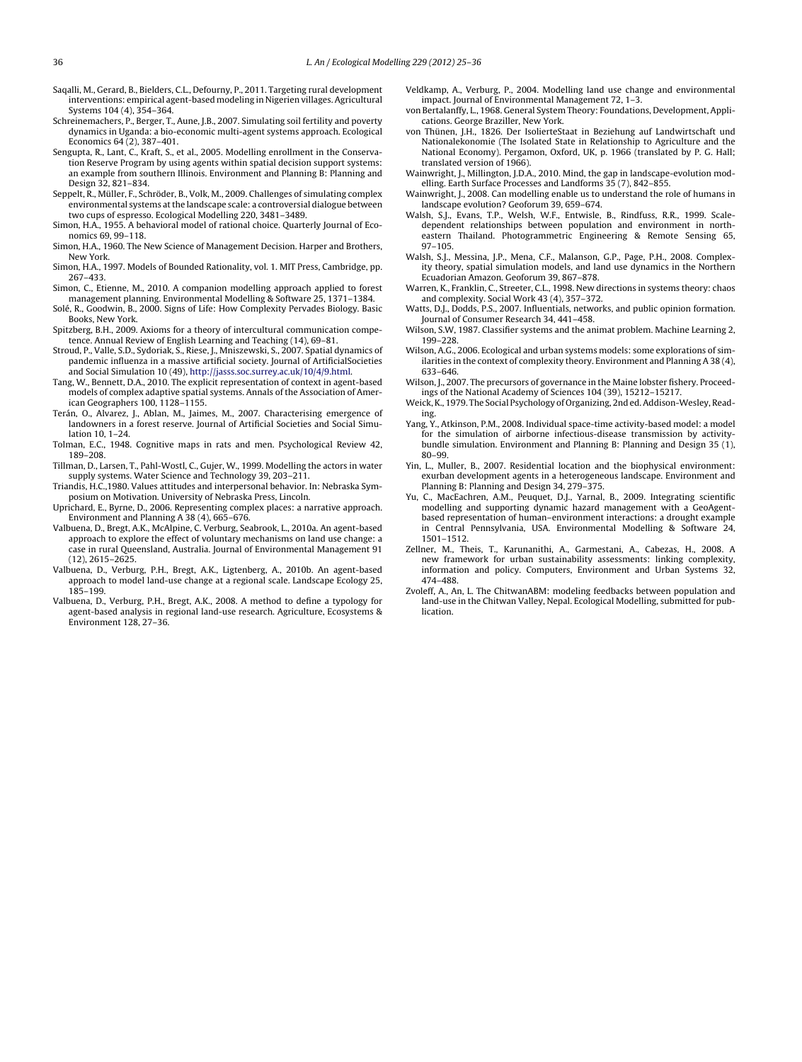Saqalli, M., Gerard, B., Bielders, C.L., Defourny, P., 2011. Targeting rural development interventions: empirical agent-based modeling in Nigerien villages. Agricultural Systems 104 (4), 354–364.

Schreinemachers, P., Berger, T., Aune, J.B., 2007. Simulating soil fertility and poverty dynamics in Uganda: a bio-economic multi-agent systems approach. Ecological Economics 64 (2), 387–401.

Sengupta, R., Lant, C., Kraft, S., et al., 2005. Modelling enrollment in the Conservation Reserve Program by using agents within spatial decision support systems: an example from southern Illinois. Environment and Planning B: Planning and Design 32, 821–834.

Seppelt, R., Müller, F., Schröder, B., Volk, M., 2009. Challenges of simulating complex environmental systems at the landscape scale: a controversial dialogue between two cups of espresso. Ecological Modelling 220, 3481–3489.

Simon, H.A., 1955. A behavioral model of rational choice. Quarterly Journal of Economics 69, 99–118.

Simon, H.A., 1960. The New Science of Management Decision. Harper and Brothers, New York.

Simon, H.A., 1997. Models of Bounded Rationality, vol. 1. MIT Press, Cambridge, pp. 267–433.

Simon, C., Etienne, M., 2010. A companion modelling approach applied to forest management planning. Environmental Modelling & Software 25, 1371–1384.

Solé, R., Goodwin, B., 2000. Signs of Life: How Complexity Pervades Biology. Basic Books, New York.

Spitzberg, B.H., 2009. Axioms for a theory of intercultural communication competence. Annual Review of English Learning and Teaching (14), 69–81.

Stroud, P., Valle, S.D., Sydoriak, S., Riese, J., Mniszewski, S., 2007. Spatial dynamics of pandemic influenza in a massive artificial society. Journal of ArtificialSocieties and Social Simulation 10 (49), http://jasss.soc.surrey.ac.uk/10/4/9.html.

Tang, W., Bennett, D.A., 2010. The explicit representation of context in agent-based models of complex adaptive spatial systems. Annals of the Association of American Geographers 100, 1128–1155.

Terán, O., Alvarez, J., Ablan, M., Jaimes, M., 2007. Characterising emergence of landowners in a forest reserve. Journal of Artificial Societies and Social Simulation 10, 1–24.

Tolman, E.C., 1948. Cognitive maps in rats and men. Psychological Review 42, 189–208.

Tillman, D., Larsen, T., Pahl-Wostl, C., Gujer, W., 1999. Modelling the actors in water supply systems. Water Science and Technology 39, 203–211.

Triandis, H.C.,1980. Values attitudes and interpersonal behavior. In: Nebraska Symposium on Motivation. University of Nebraska Press, Lincoln.

Uprichard, E., Byrne, D., 2006. Representing complex places: a narrative approach. Environment and Planning A 38 (4), 665–676.

Valbuena, D., Bregt, A.K., McAlpine, C. Verburg, Seabrook, L., 2010a. An agent-based approach to explore the effect of voluntary mechanisms on land use change: a case in rural Queensland, Australia. Journal of Environmental Management 91 (12), 2615–2625.

Valbuena, D., Verburg, P.H., Bregt, A.K., Ligtenberg, A., 2010b. An agent-based approach to model land-use change at a regional scale. Landscape Ecology 25, 185–199.

Valbuena, D., Verburg, P.H., Bregt, A.K., 2008. A method to define a typology for agent-based analysis in regional land-use research. Agriculture, Ecosystems & Environment 128, 27–36.

Veldkamp, A., Verburg, P., 2004. Modelling land use change and environmental impact. Journal of Environmental Management 72, 1–3.

von Bertalanffy, L., 1968. General System Theory: Foundations, Development, Applications. George Braziller, New York.

von Thünen, J.H., 1826. Der IsolierteStaat in Beziehung auf Landwirtschaft und Nationalekonomie (The Isolated State in Relationship to Agriculture and the National Economy). Pergamon, Oxford, UK, p. 1966 (translated by P. G. Hall; translated version of 1966).

Wainwright, J., Millington, J.D.A., 2010. Mind, the gap in landscape-evolution modelling. Earth Surface Processes and Landforms 35 (7), 842–855.

Wainwright, J., 2008. Can modelling enable us to understand the role of humans in landscape evolution? Geoforum 39, 659–674.

Walsh, S.J., Evans, T.P., Welsh, W.F., Entwisle, B., Rindfuss, R.R., 1999. Scale-dependent relationships between population and environment in northeastern Thailand. Photogrammetric Engineering & Remote Sensing 65, 97–105.

Walsh, S.J., Messina, J.P., Mena, C.F., Malanson, G.P., Page, P.H., 2008. Complexity theory, spatial simulation models, and land use dynamics in the Northern Ecuadorian Amazon. Geoforum 39, 867–878.

Warren, K., Franklin, C., Streeter, C.L., 1998. New directions in systems theory: chaos and complexity. Social Work 43 (4), 357–372.

Watts, D.J., Dodds, P.S., 2007. Influentials, networks, and public opinion formation. Journal of Consumer Research 34, 441–458.

Wilson, S.W, 1987. Classifier systems and the animat problem. Machine Learning 2, 199–228.

Wilson, A.G., 2006. Ecological and urban systems models: some explorations of similarities in the context of complexity theory. Environment and Planning A 38 (4), 633–646.

Wilson, J., 2007. The precursors of governance in the Maine lobster fishery. Proceedings of the National Academy of Sciences 104 (39), 15212–15217.

Weick, K., 1979. The Social Psychology of Organizing, 2nd ed. Addison-Wesley, Reading.

Yang, Y., Atkinson, P.M., 2008. Individual space-time activity-based model: a model for the simulation of airborne infectious-disease transmission by activity-bundle simulation. Environment and Planning B: Planning and Design 35 (1), 80–99.

Yin, L., Muller, B., 2007. Residential location and the biophysical environment: exurban development agents in a heterogeneous landscape. Environment and Planning B: Planning and Design 34, 279–375.

Yu, C., MacEachren, A.M., Peuquet, D.J., Yarnal, B., 2009. Integrating scientific modelling and supporting dynamic hazard management with a GeoAgent-based representation of human–environment interactions: a drought example in Central Pennsylvania, USA. Environmental Modelling & Software 24, 1501–1512.

Zellner, M., Theis, T., Karunanithi, A., Garmestani, A., Cabezas, H., 2008. A new framework for urban sustainability assessments: linking complexity, information and policy. Computers, Environment and Urban Systems 32, 474–488.

Zvoleff, A., An, L. The ChitwanABM: modeling feedbacks between population and land-use in the Chitwan Valley, Nepal. Ecological Modelling, submitted for publication.